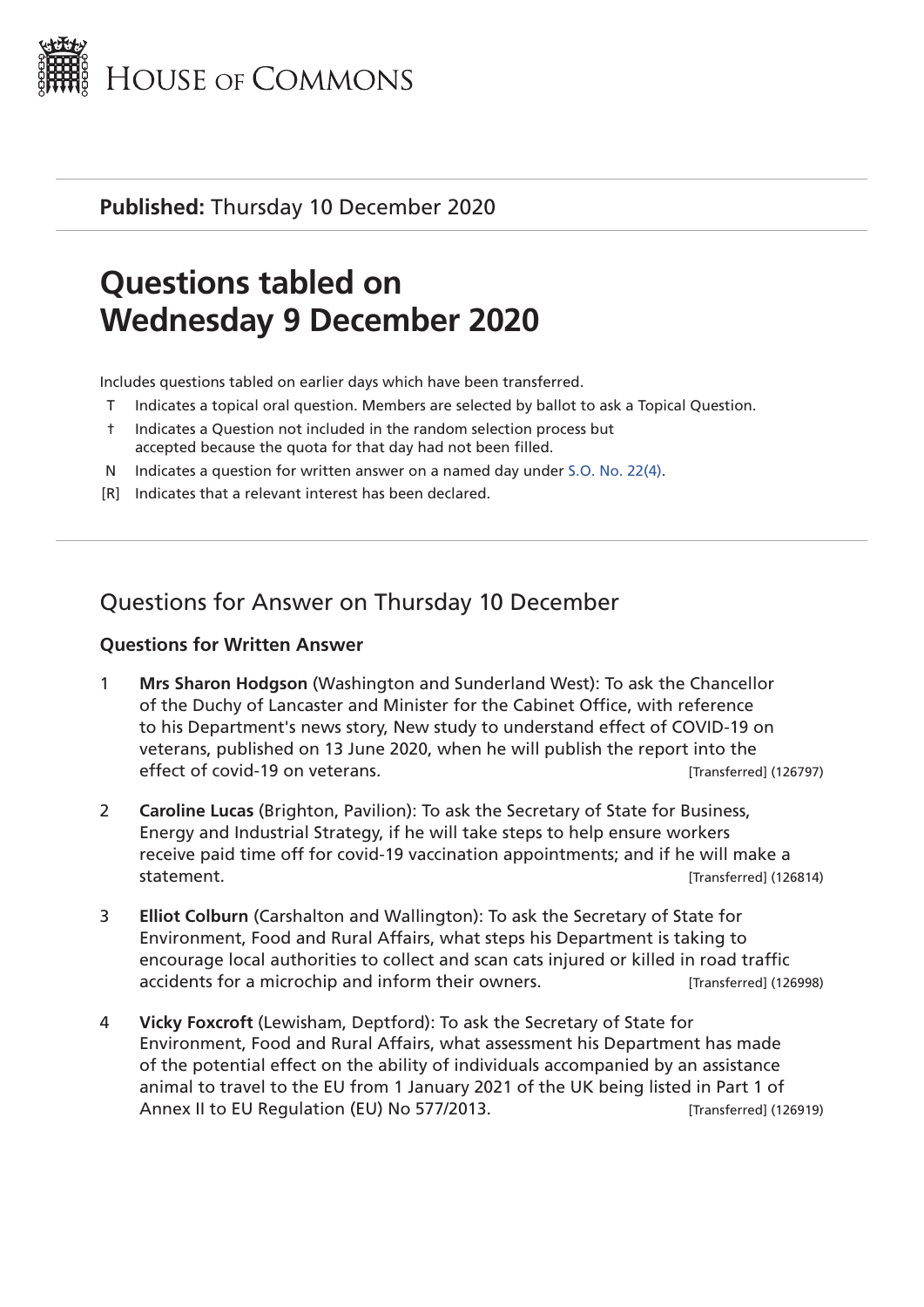HOUSE OF COMMONS

**Published:** Thursday 10 December 2020

# Questions tabled on Wednesday 9 December 2020

Includes questions tabled on earlier days which have been transferred.

- T Indicates a topical oral question. Members are selected by ballot to ask a Topical Question.
- † Indicates a Question not included in the random selection process but accepted because the quota for that day had not been filled.
- N Indicates a question for written answer on a named day under S.O. No. 22(4).
- [R] Indicates that a relevant interest has been declared.

## Questions for Answer on Thursday 10 December

### Questions for Written Answer

1 **Mrs Sharon Hodgson** (Washington and Sunderland West): To ask the Chancellor of the Duchy of Lancaster and Minister for the Cabinet Office, with reference to his Department's news story, New study to understand effect of COVID-19 on veterans, published on 13 June 2020, when he will publish the report into the effect of covid-19 on veterans. [Transferred] (126797)

2 **Caroline Lucas** (Brighton, Pavilion): To ask the Secretary of State for Business, Energy and Industrial Strategy, if he will take steps to help ensure workers receive paid time off for covid-19 vaccination appointments; and if he will make a statement. [Transferred] (126814)

3 **Elliot Colburn** (Carshalton and Wallington): To ask the Secretary of State for Environment, Food and Rural Affairs, what steps his Department is taking to encourage local authorities to collect and scan cats injured or killed in road traffic accidents for a microchip and inform their owners. [Transferred] (126998)

4 **Vicky Foxcroft** (Lewisham, Deptford): To ask the Secretary of State for Environment, Food and Rural Affairs, what assessment his Department has made of the potential effect on the ability of individuals accompanied by an assistance animal to travel to the EU from 1 January 2021 of the UK being listed in Part 1 of Annex II to EU Regulation (EU) No 577/2013. [Transferred] (126919)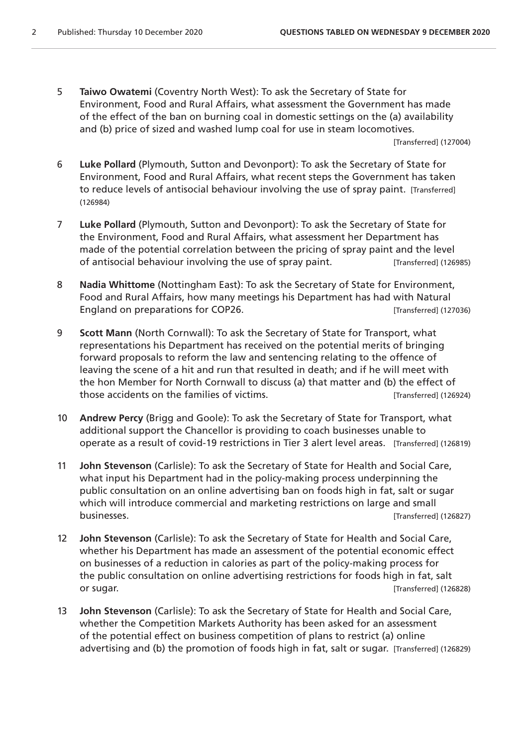5 **Taiwo Owatemi** (Coventry North West): To ask the Secretary of State for Environment, Food and Rural Affairs, what assessment the Government has made of the effect of the ban on burning coal in domestic settings on the (a) availability and (b) price of sized and washed lump coal for use in steam locomotives. [Transferred] (127004)

6 **Luke Pollard** (Plymouth, Sutton and Devonport): To ask the Secretary of State for Environment, Food and Rural Affairs, what recent steps the Government has taken to reduce levels of antisocial behaviour involving the use of spray paint. [Transferred] (126984)

7 **Luke Pollard** (Plymouth, Sutton and Devonport): To ask the Secretary of State for the Environment, Food and Rural Affairs, what assessment her Department has made of the potential correlation between the pricing of spray paint and the level of antisocial behaviour involving the use of spray paint. [Transferred] (126985)

8 **Nadia Whittome** (Nottingham East): To ask the Secretary of State for Environment, Food and Rural Affairs, how many meetings his Department has had with Natural England on preparations for COP26. [Transferred] (127036)

9 **Scott Mann** (North Cornwall): To ask the Secretary of State for Transport, what representations his Department has received on the potential merits of bringing forward proposals to reform the law and sentencing relating to the offence of leaving the scene of a hit and run that resulted in death; and if he will meet with the hon Member for North Cornwall to discuss (a) that matter and (b) the effect of those accidents on the families of victims. [Transferred] (126924)

10 **Andrew Percy** (Brigg and Goole): To ask the Secretary of State for Transport, what additional support the Chancellor is providing to coach businesses unable to operate as a result of covid-19 restrictions in Tier 3 alert level areas. [Transferred] (126819)

11 **John Stevenson** (Carlisle): To ask the Secretary of State for Health and Social Care, what input his Department had in the policy-making process underpinning the public consultation on an online advertising ban on foods high in fat, salt or sugar which will introduce commercial and marketing restrictions on large and small businesses. [Transferred] (126827)

12 **John Stevenson** (Carlisle): To ask the Secretary of State for Health and Social Care, whether his Department has made an assessment of the potential economic effect on businesses of a reduction in calories as part of the policy-making process for the public consultation on online advertising restrictions for foods high in fat, salt or sugar. [Transferred] (126828)

13 **John Stevenson** (Carlisle): To ask the Secretary of State for Health and Social Care, whether the Competition Markets Authority has been asked for an assessment of the potential effect on business competition of plans to restrict (a) online advertising and (b) the promotion of foods high in fat, salt or sugar. [Transferred] (126829)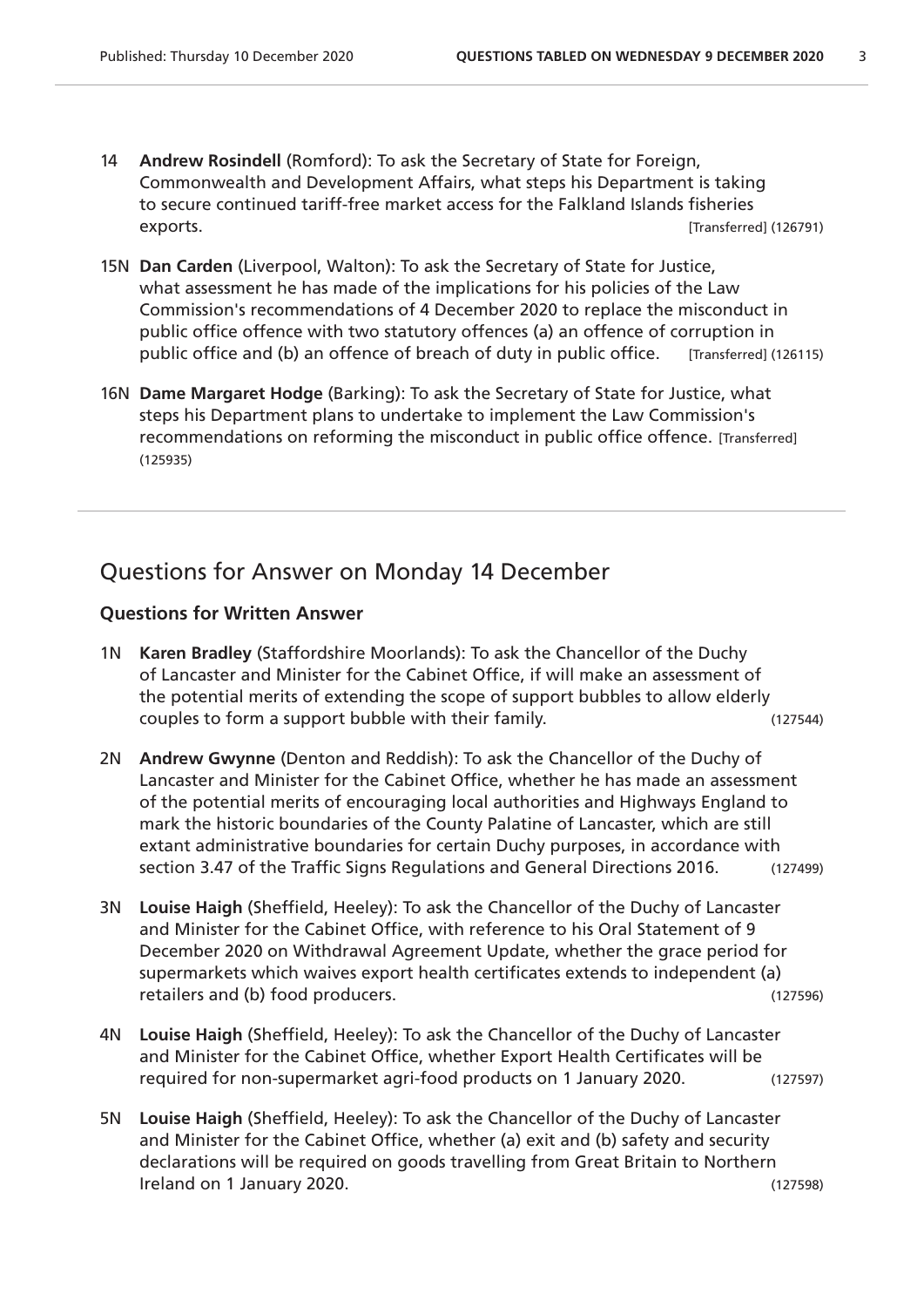14 **Andrew Rosindell** (Romford): To ask the Secretary of State for Foreign, Commonwealth and Development Affairs, what steps his Department is taking to secure continued tariff-free market access for the Falkland Islands fisheries exports. [Transferred] (126791)

15N **Dan Carden** (Liverpool, Walton): To ask the Secretary of State for Justice, what assessment he has made of the implications for his policies of the Law Commission's recommendations of 4 December 2020 to replace the misconduct in public office offence with two statutory offences (a) an offence of corruption in public office and (b) an offence of breach of duty in public office. [Transferred] (126115)

16N **Dame Margaret Hodge** (Barking): To ask the Secretary of State for Justice, what steps his Department plans to undertake to implement the Law Commission's recommendations on reforming the misconduct in public office offence. [Transferred] (125935)

## Questions for Answer on Monday 14 December

### Questions for Written Answer

1N **Karen Bradley** (Staffordshire Moorlands): To ask the Chancellor of the Duchy of Lancaster and Minister for the Cabinet Office, if will make an assessment of the potential merits of extending the scope of support bubbles to allow elderly couples to form a support bubble with their family. (127544)

2N **Andrew Gwynne** (Denton and Reddish): To ask the Chancellor of the Duchy of Lancaster and Minister for the Cabinet Office, whether he has made an assessment of the potential merits of encouraging local authorities and Highways England to mark the historic boundaries of the County Palatine of Lancaster, which are still extant administrative boundaries for certain Duchy purposes, in accordance with section 3.47 of the Traffic Signs Regulations and General Directions 2016. (127499)

3N **Louise Haigh** (Sheffield, Heeley): To ask the Chancellor of the Duchy of Lancaster and Minister for the Cabinet Office, with reference to his Oral Statement of 9 December 2020 on Withdrawal Agreement Update, whether the grace period for supermarkets which waives export health certificates extends to independent (a) retailers and (b) food producers. (127596)

4N **Louise Haigh** (Sheffield, Heeley): To ask the Chancellor of the Duchy of Lancaster and Minister for the Cabinet Office, whether Export Health Certificates will be required for non-supermarket agri-food products on 1 January 2020. (127597)

5N **Louise Haigh** (Sheffield, Heeley): To ask the Chancellor of the Duchy of Lancaster and Minister for the Cabinet Office, whether (a) exit and (b) safety and security declarations will be required on goods travelling from Great Britain to Northern Ireland on 1 January 2020. (127598)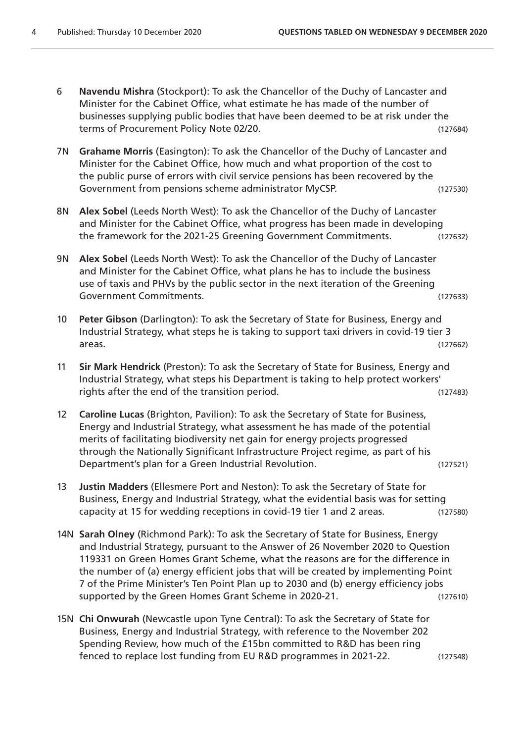6 **Navendu Mishra** (Stockport): To ask the Chancellor of the Duchy of Lancaster and Minister for the Cabinet Office, what estimate he has made of the number of businesses supplying public bodies that have been deemed to be at risk under the terms of Procurement Policy Note 02/20. (127684)

7N **Grahame Morris** (Easington): To ask the Chancellor of the Duchy of Lancaster and Minister for the Cabinet Office, how much and what proportion of the cost to the public purse of errors with civil service pensions has been recovered by the Government from pensions scheme administrator MyCSP. (127530)

8N **Alex Sobel** (Leeds North West): To ask the Chancellor of the Duchy of Lancaster and Minister for the Cabinet Office, what progress has been made in developing the framework for the 2021-25 Greening Government Commitments. (127632)

9N **Alex Sobel** (Leeds North West): To ask the Chancellor of the Duchy of Lancaster and Minister for the Cabinet Office, what plans he has to include the business use of taxis and PHVs by the public sector in the next iteration of the Greening Government Commitments. (127633)

10 **Peter Gibson** (Darlington): To ask the Secretary of State for Business, Energy and Industrial Strategy, what steps he is taking to support taxi drivers in covid-19 tier 3 areas. (127662)

11 **Sir Mark Hendrick** (Preston): To ask the Secretary of State for Business, Energy and Industrial Strategy, what steps his Department is taking to help protect workers' rights after the end of the transition period. (127483)

12 **Caroline Lucas** (Brighton, Pavilion): To ask the Secretary of State for Business, Energy and Industrial Strategy, what assessment he has made of the potential merits of facilitating biodiversity net gain for energy projects progressed through the Nationally Significant Infrastructure Project regime, as part of his Department's plan for a Green Industrial Revolution. (127521)

13 **Justin Madders** (Ellesmere Port and Neston): To ask the Secretary of State for Business, Energy and Industrial Strategy, what the evidential basis was for setting capacity at 15 for wedding receptions in covid-19 tier 1 and 2 areas. (127580)

14N **Sarah Olney** (Richmond Park): To ask the Secretary of State for Business, Energy and Industrial Strategy, pursuant to the Answer of 26 November 2020 to Question 119331 on Green Homes Grant Scheme, what the reasons are for the difference in the number of (a) energy efficient jobs that will be created by implementing Point 7 of the Prime Minister's Ten Point Plan up to 2030 and (b) energy efficiency jobs supported by the Green Homes Grant Scheme in 2020-21. (127610)

15N **Chi Onwurah** (Newcastle upon Tyne Central): To ask the Secretary of State for Business, Energy and Industrial Strategy, with reference to the November 202 Spending Review, how much of the £15bn committed to R&D has been ring fenced to replace lost funding from EU R&D programmes in 2021-22. (127548)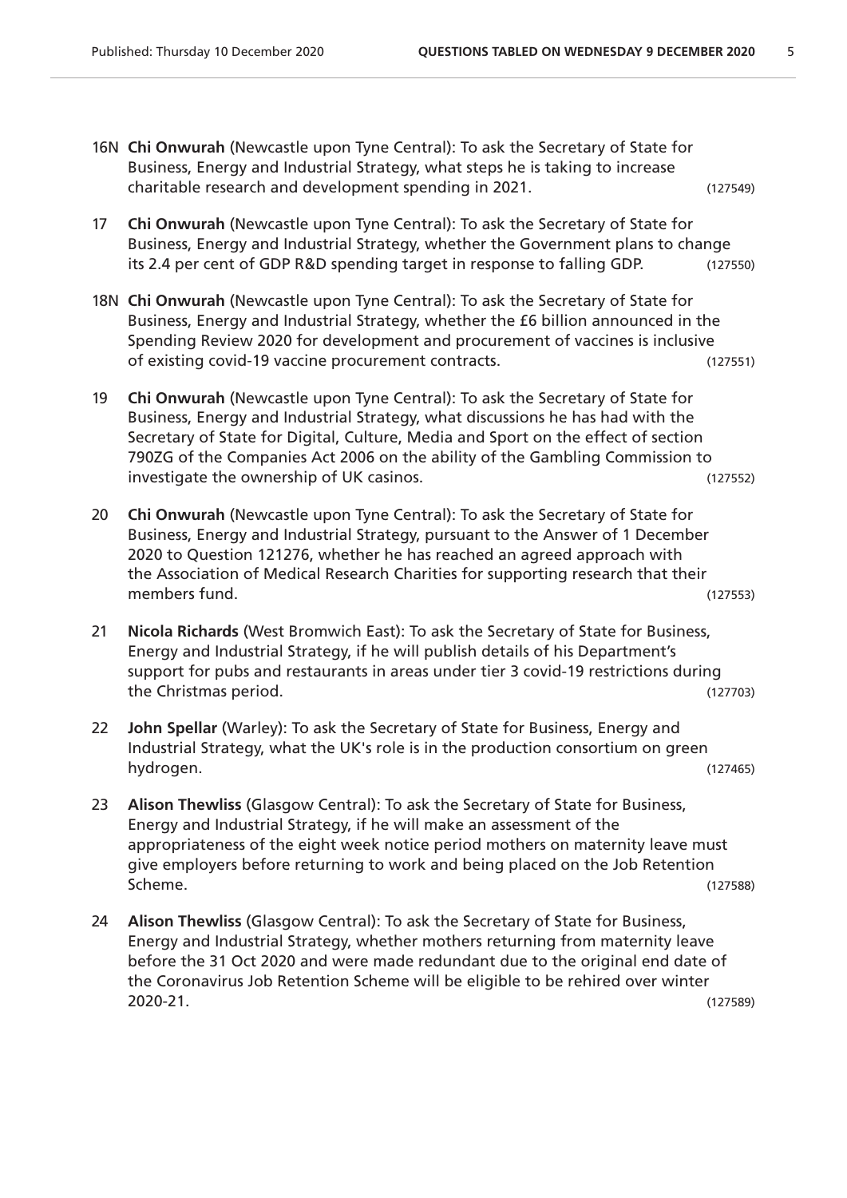16N **Chi Onwurah** (Newcastle upon Tyne Central): To ask the Secretary of State for Business, Energy and Industrial Strategy, what steps he is taking to increase charitable research and development spending in 2021. (127549)

17 **Chi Onwurah** (Newcastle upon Tyne Central): To ask the Secretary of State for Business, Energy and Industrial Strategy, whether the Government plans to change its 2.4 per cent of GDP R&D spending target in response to falling GDP. (127550)

18N **Chi Onwurah** (Newcastle upon Tyne Central): To ask the Secretary of State for Business, Energy and Industrial Strategy, whether the £6 billion announced in the Spending Review 2020 for development and procurement of vaccines is inclusive of existing covid-19 vaccine procurement contracts. (127551)

19 **Chi Onwurah** (Newcastle upon Tyne Central): To ask the Secretary of State for Business, Energy and Industrial Strategy, what discussions he has had with the Secretary of State for Digital, Culture, Media and Sport on the effect of section 790ZG of the Companies Act 2006 on the ability of the Gambling Commission to investigate the ownership of UK casinos. (127552)

20 **Chi Onwurah** (Newcastle upon Tyne Central): To ask the Secretary of State for Business, Energy and Industrial Strategy, pursuant to the Answer of 1 December 2020 to Question 121276, whether he has reached an agreed approach with the Association of Medical Research Charities for supporting research that their members fund. (127553)

21 **Nicola Richards** (West Bromwich East): To ask the Secretary of State for Business, Energy and Industrial Strategy, if he will publish details of his Department's support for pubs and restaurants in areas under tier 3 covid-19 restrictions during the Christmas period. (127703)

22 **John Spellar** (Warley): To ask the Secretary of State for Business, Energy and Industrial Strategy, what the UK's role is in the production consortium on green hydrogen. (127465)

23 **Alison Thewliss** (Glasgow Central): To ask the Secretary of State for Business, Energy and Industrial Strategy, if he will make an assessment of the appropriateness of the eight week notice period mothers on maternity leave must give employers before returning to work and being placed on the Job Retention Scheme. (127588)

24 **Alison Thewliss** (Glasgow Central): To ask the Secretary of State for Business, Energy and Industrial Strategy, whether mothers returning from maternity leave before the 31 Oct 2020 and were made redundant due to the original end date of the Coronavirus Job Retention Scheme will be eligible to be rehired over winter 2020-21. (127589)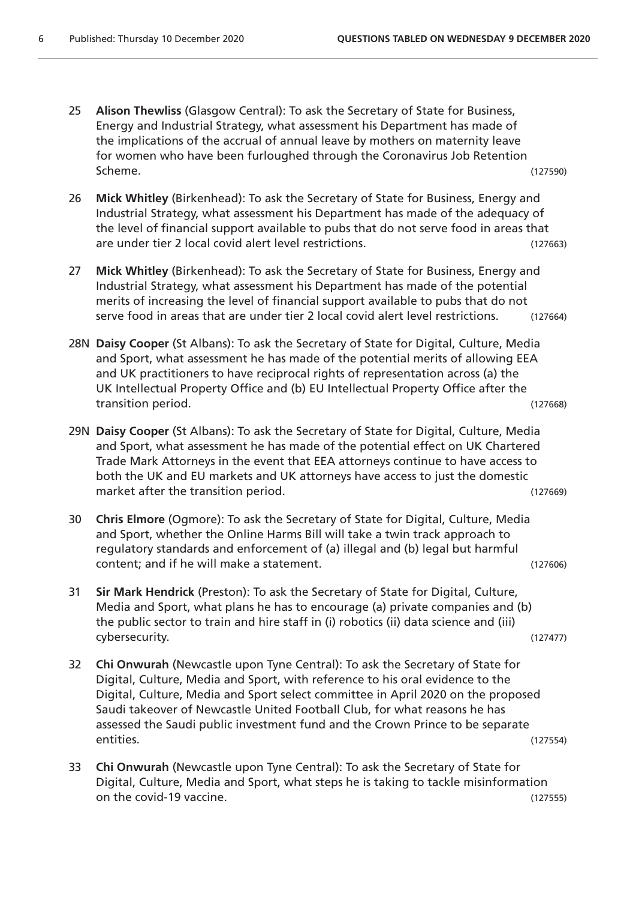25 **Alison Thewliss** (Glasgow Central): To ask the Secretary of State for Business, Energy and Industrial Strategy, what assessment his Department has made of the implications of the accrual of annual leave by mothers on maternity leave for women who have been furloughed through the Coronavirus Job Retention Scheme. (127590)

26 **Mick Whitley** (Birkenhead): To ask the Secretary of State for Business, Energy and Industrial Strategy, what assessment his Department has made of the adequacy of the level of financial support available to pubs that do not serve food in areas that are under tier 2 local covid alert level restrictions. (127663)

27 **Mick Whitley** (Birkenhead): To ask the Secretary of State for Business, Energy and Industrial Strategy, what assessment his Department has made of the potential merits of increasing the level of financial support available to pubs that do not serve food in areas that are under tier 2 local covid alert level restrictions. (127664)

28N **Daisy Cooper** (St Albans): To ask the Secretary of State for Digital, Culture, Media and Sport, what assessment he has made of the potential merits of allowing EEA and UK practitioners to have reciprocal rights of representation across (a) the UK Intellectual Property Office and (b) EU Intellectual Property Office after the transition period. (127668)

29N **Daisy Cooper** (St Albans): To ask the Secretary of State for Digital, Culture, Media and Sport, what assessment he has made of the potential effect on UK Chartered Trade Mark Attorneys in the event that EEA attorneys continue to have access to both the UK and EU markets and UK attorneys have access to just the domestic market after the transition period. (127669)

30 **Chris Elmore** (Ogmore): To ask the Secretary of State for Digital, Culture, Media and Sport, whether the Online Harms Bill will take a twin track approach to regulatory standards and enforcement of (a) illegal and (b) legal but harmful content; and if he will make a statement. (127606)

31 **Sir Mark Hendrick** (Preston): To ask the Secretary of State for Digital, Culture, Media and Sport, what plans he has to encourage (a) private companies and (b) the public sector to train and hire staff in (i) robotics (ii) data science and (iii) cybersecurity. (127477)

32 **Chi Onwurah** (Newcastle upon Tyne Central): To ask the Secretary of State for Digital, Culture, Media and Sport, with reference to his oral evidence to the Digital, Culture, Media and Sport select committee in April 2020 on the proposed Saudi takeover of Newcastle United Football Club, for what reasons he has assessed the Saudi public investment fund and the Crown Prince to be separate entities. (127554)

33 **Chi Onwurah** (Newcastle upon Tyne Central): To ask the Secretary of State for Digital, Culture, Media and Sport, what steps he is taking to tackle misinformation on the covid-19 vaccine. (127555)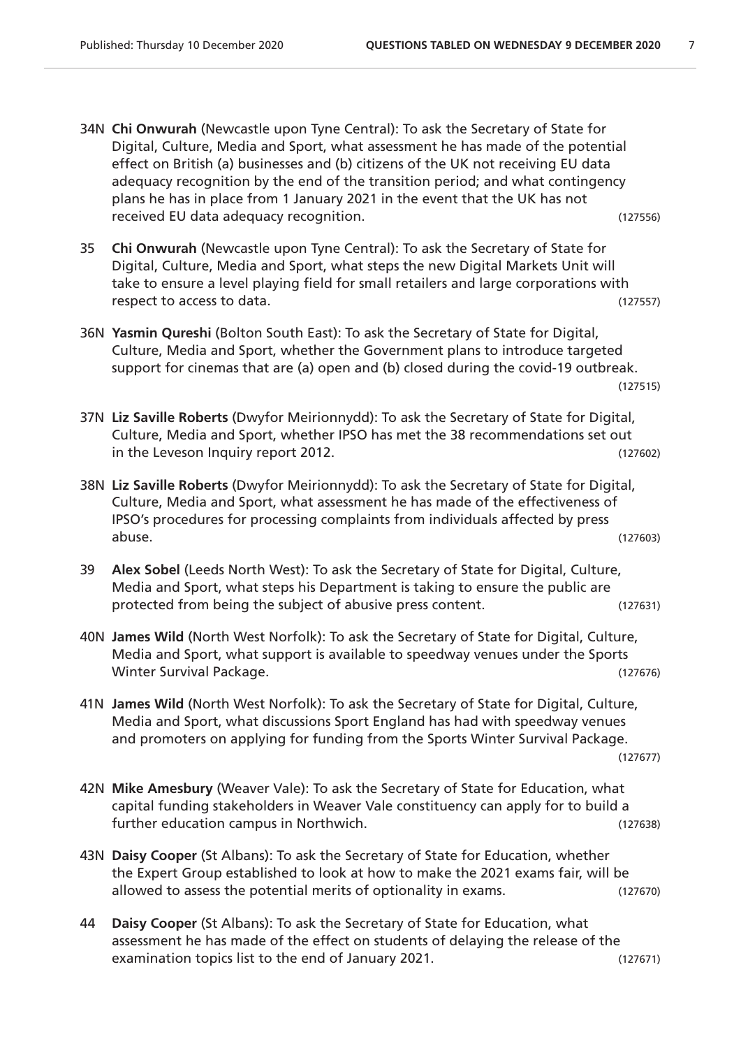34N **Chi Onwurah** (Newcastle upon Tyne Central): To ask the Secretary of State for Digital, Culture, Media and Sport, what assessment he has made of the potential effect on British (a) businesses and (b) citizens of the UK not receiving EU data adequacy recognition by the end of the transition period; and what contingency plans he has in place from 1 January 2021 in the event that the UK has not received EU data adequacy recognition. (127556)

35 **Chi Onwurah** (Newcastle upon Tyne Central): To ask the Secretary of State for Digital, Culture, Media and Sport, what steps the new Digital Markets Unit will take to ensure a level playing field for small retailers and large corporations with respect to access to data. (127557)

36N **Yasmin Qureshi** (Bolton South East): To ask the Secretary of State for Digital, Culture, Media and Sport, whether the Government plans to introduce targeted support for cinemas that are (a) open and (b) closed during the covid-19 outbreak. (127515)

37N **Liz Saville Roberts** (Dwyfor Meirionnydd): To ask the Secretary of State for Digital, Culture, Media and Sport, whether IPSO has met the 38 recommendations set out in the Leveson Inquiry report 2012. (127602)

38N **Liz Saville Roberts** (Dwyfor Meirionnydd): To ask the Secretary of State for Digital, Culture, Media and Sport, what assessment he has made of the effectiveness of IPSO's procedures for processing complaints from individuals affected by press abuse. (127603)

39 **Alex Sobel** (Leeds North West): To ask the Secretary of State for Digital, Culture, Media and Sport, what steps his Department is taking to ensure the public are protected from being the subject of abusive press content. (127631)

40N **James Wild** (North West Norfolk): To ask the Secretary of State for Digital, Culture, Media and Sport, what support is available to speedway venues under the Sports Winter Survival Package. (127676)

41N **James Wild** (North West Norfolk): To ask the Secretary of State for Digital, Culture, Media and Sport, what discussions Sport England has had with speedway venues and promoters on applying for funding from the Sports Winter Survival Package. (127677)

42N **Mike Amesbury** (Weaver Vale): To ask the Secretary of State for Education, what capital funding stakeholders in Weaver Vale constituency can apply for to build a further education campus in Northwich. (127638)

43N **Daisy Cooper** (St Albans): To ask the Secretary of State for Education, whether the Expert Group established to look at how to make the 2021 exams fair, will be allowed to assess the potential merits of optionality in exams. (127670)

44 **Daisy Cooper** (St Albans): To ask the Secretary of State for Education, what assessment he has made of the effect on students of delaying the release of the examination topics list to the end of January 2021. (127671)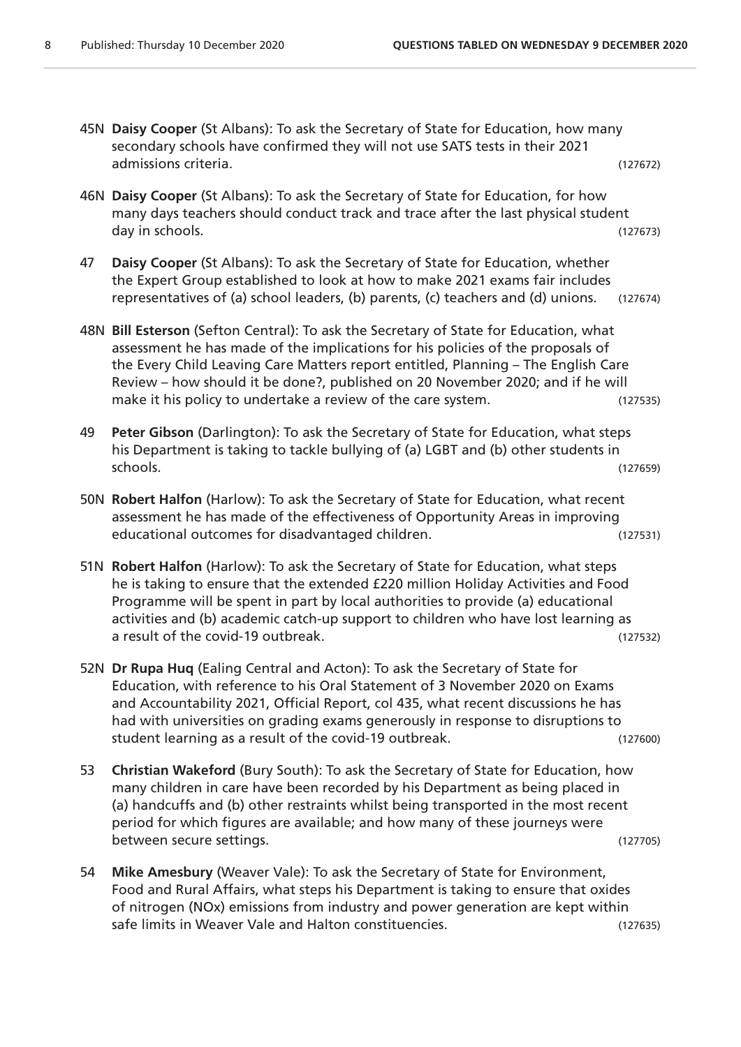45N **Daisy Cooper** (St Albans): To ask the Secretary of State for Education, how many secondary schools have confirmed they will not use SATS tests in their 2021 admissions criteria. (127672)

46N **Daisy Cooper** (St Albans): To ask the Secretary of State for Education, for how many days teachers should conduct track and trace after the last physical student day in schools. (127673)

47 **Daisy Cooper** (St Albans): To ask the Secretary of State for Education, whether the Expert Group established to look at how to make 2021 exams fair includes representatives of (a) school leaders, (b) parents, (c) teachers and (d) unions. (127674)

48N **Bill Esterson** (Sefton Central): To ask the Secretary of State for Education, what assessment he has made of the implications for his policies of the proposals of the Every Child Leaving Care Matters report entitled, Planning – The English Care Review – how should it be done?, published on 20 November 2020; and if he will make it his policy to undertake a review of the care system. (127535)

49 **Peter Gibson** (Darlington): To ask the Secretary of State for Education, what steps his Department is taking to tackle bullying of (a) LGBT and (b) other students in schools. (127659)

50N **Robert Halfon** (Harlow): To ask the Secretary of State for Education, what recent assessment he has made of the effectiveness of Opportunity Areas in improving educational outcomes for disadvantaged children. (127531)

51N **Robert Halfon** (Harlow): To ask the Secretary of State for Education, what steps he is taking to ensure that the extended £220 million Holiday Activities and Food Programme will be spent in part by local authorities to provide (a) educational activities and (b) academic catch-up support to children who have lost learning as a result of the covid-19 outbreak. (127532)

52N **Dr Rupa Huq** (Ealing Central and Acton): To ask the Secretary of State for Education, with reference to his Oral Statement of 3 November 2020 on Exams and Accountability 2021, Official Report, col 435, what recent discussions he has had with universities on grading exams generously in response to disruptions to student learning as a result of the covid-19 outbreak. (127600)

53 **Christian Wakeford** (Bury South): To ask the Secretary of State for Education, how many children in care have been recorded by his Department as being placed in (a) handcuffs and (b) other restraints whilst being transported in the most recent period for which figures are available; and how many of these journeys were between secure settings. (127705)

54 **Mike Amesbury** (Weaver Vale): To ask the Secretary of State for Environment, Food and Rural Affairs, what steps his Department is taking to ensure that oxides of nitrogen (NOx) emissions from industry and power generation are kept within safe limits in Weaver Vale and Halton constituencies. (127635)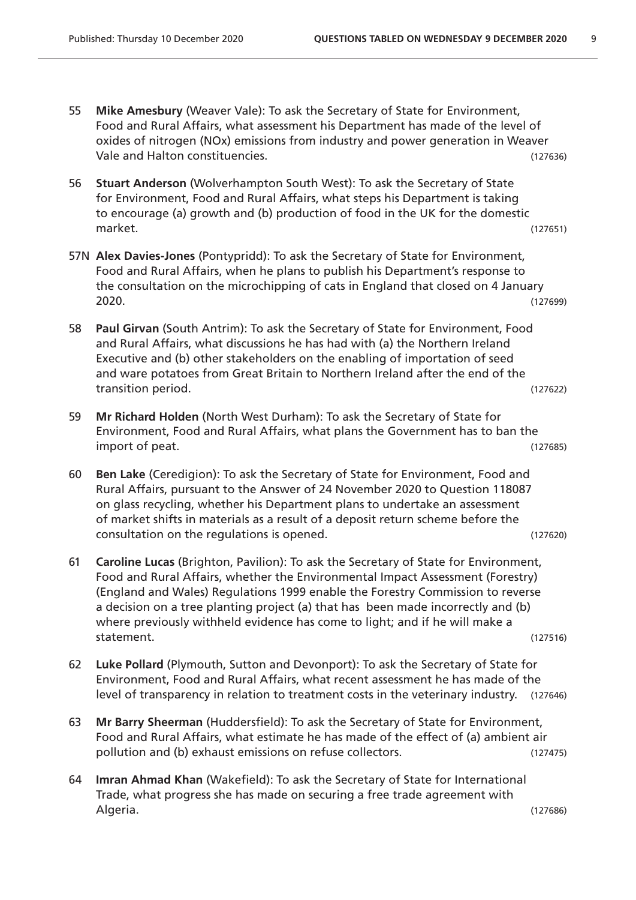55 **Mike Amesbury** (Weaver Vale): To ask the Secretary of State for Environment, Food and Rural Affairs, what assessment his Department has made of the level of oxides of nitrogen (NOx) emissions from industry and power generation in Weaver Vale and Halton constituencies. (127636)

56 **Stuart Anderson** (Wolverhampton South West): To ask the Secretary of State for Environment, Food and Rural Affairs, what steps his Department is taking to encourage (a) growth and (b) production of food in the UK for the domestic market. (127651)

57N **Alex Davies-Jones** (Pontypridd): To ask the Secretary of State for Environment, Food and Rural Affairs, when he plans to publish his Department's response to the consultation on the microchipping of cats in England that closed on 4 January 2020. (127699)

58 **Paul Girvan** (South Antrim): To ask the Secretary of State for Environment, Food and Rural Affairs, what discussions he has had with (a) the Northern Ireland Executive and (b) other stakeholders on the enabling of importation of seed and ware potatoes from Great Britain to Northern Ireland after the end of the transition period. (127622)

59 **Mr Richard Holden** (North West Durham): To ask the Secretary of State for Environment, Food and Rural Affairs, what plans the Government has to ban the import of peat. (127685)

60 **Ben Lake** (Ceredigion): To ask the Secretary of State for Environment, Food and Rural Affairs, pursuant to the Answer of 24 November 2020 to Question 118087 on glass recycling, whether his Department plans to undertake an assessment of market shifts in materials as a result of a deposit return scheme before the consultation on the regulations is opened. (127620)

61 **Caroline Lucas** (Brighton, Pavilion): To ask the Secretary of State for Environment, Food and Rural Affairs, whether the Environmental Impact Assessment (Forestry) (England and Wales) Regulations 1999 enable the Forestry Commission to reverse a decision on a tree planting project (a) that has been made incorrectly and (b) where previously withheld evidence has come to light; and if he will make a statement. (127516)

62 **Luke Pollard** (Plymouth, Sutton and Devonport): To ask the Secretary of State for Environment, Food and Rural Affairs, what recent assessment he has made of the level of transparency in relation to treatment costs in the veterinary industry. (127646)

63 **Mr Barry Sheerman** (Huddersfield): To ask the Secretary of State for Environment, Food and Rural Affairs, what estimate he has made of the effect of (a) ambient air pollution and (b) exhaust emissions on refuse collectors. (127475)

64 **Imran Ahmad Khan** (Wakefield): To ask the Secretary of State for International Trade, what progress she has made on securing a free trade agreement with Algeria. (127686)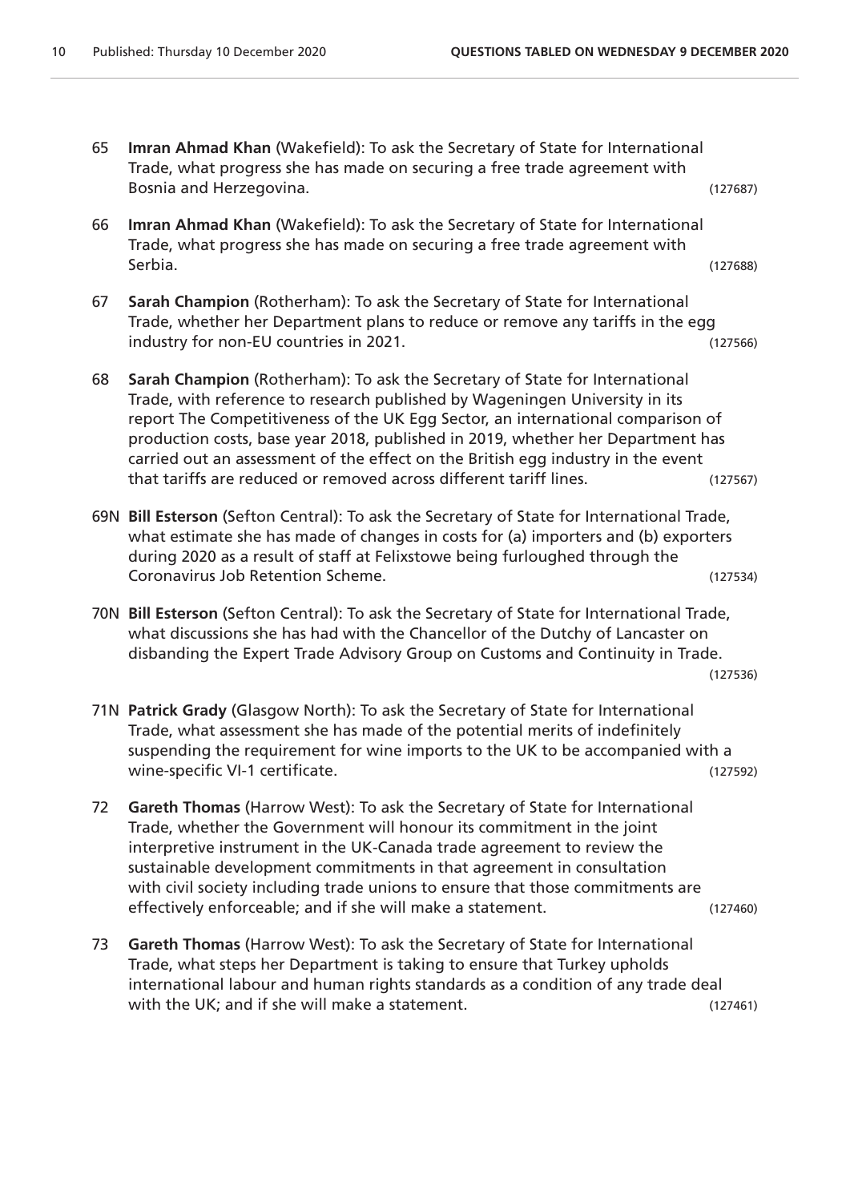65 **Imran Ahmad Khan** (Wakefield): To ask the Secretary of State for International Trade, what progress she has made on securing a free trade agreement with Bosnia and Herzegovina. (127687)

66 **Imran Ahmad Khan** (Wakefield): To ask the Secretary of State for International Trade, what progress she has made on securing a free trade agreement with Serbia. (127688)

67 **Sarah Champion** (Rotherham): To ask the Secretary of State for International Trade, whether her Department plans to reduce or remove any tariffs in the egg industry for non-EU countries in 2021. (127566)

68 **Sarah Champion** (Rotherham): To ask the Secretary of State for International Trade, with reference to research published by Wageningen University in its report The Competitiveness of the UK Egg Sector, an international comparison of production costs, base year 2018, published in 2019, whether her Department has carried out an assessment of the effect on the British egg industry in the event that tariffs are reduced or removed across different tariff lines. (127567)

69N **Bill Esterson** (Sefton Central): To ask the Secretary of State for International Trade, what estimate she has made of changes in costs for (a) importers and (b) exporters during 2020 as a result of staff at Felixstowe being furloughed through the Coronavirus Job Retention Scheme. (127534)

70N **Bill Esterson** (Sefton Central): To ask the Secretary of State for International Trade, what discussions she has had with the Chancellor of the Dutchy of Lancaster on disbanding the Expert Trade Advisory Group on Customs and Continuity in Trade. (127536)

71N **Patrick Grady** (Glasgow North): To ask the Secretary of State for International Trade, what assessment she has made of the potential merits of indefinitely suspending the requirement for wine imports to the UK to be accompanied with a wine-specific VI-1 certificate. (127592)

72 **Gareth Thomas** (Harrow West): To ask the Secretary of State for International Trade, whether the Government will honour its commitment in the joint interpretive instrument in the UK-Canada trade agreement to review the sustainable development commitments in that agreement in consultation with civil society including trade unions to ensure that those commitments are effectively enforceable; and if she will make a statement. (127460)

73 **Gareth Thomas** (Harrow West): To ask the Secretary of State for International Trade, what steps her Department is taking to ensure that Turkey upholds international labour and human rights standards as a condition of any trade deal with the UK; and if she will make a statement. (127461)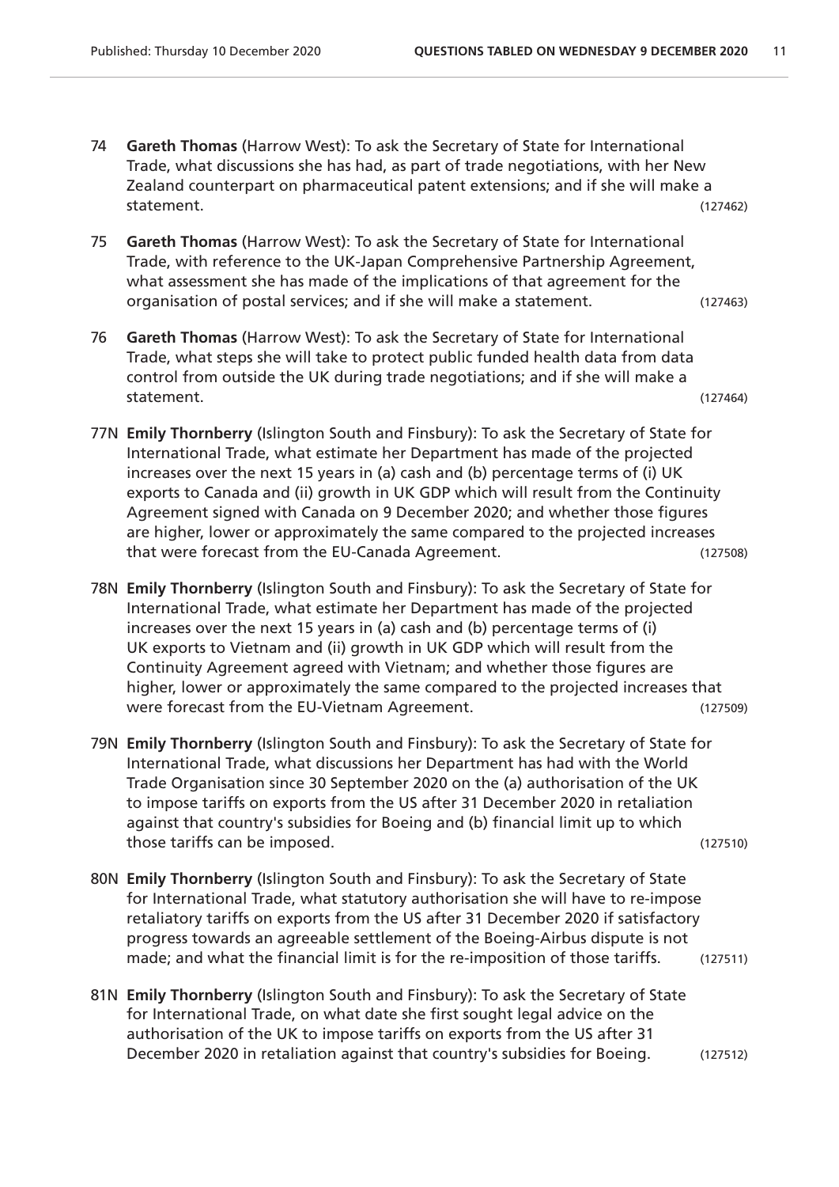74 **Gareth Thomas** (Harrow West): To ask the Secretary of State for International Trade, what discussions she has had, as part of trade negotiations, with her New Zealand counterpart on pharmaceutical patent extensions; and if she will make a statement. (127462)

75 **Gareth Thomas** (Harrow West): To ask the Secretary of State for International Trade, with reference to the UK-Japan Comprehensive Partnership Agreement, what assessment she has made of the implications of that agreement for the organisation of postal services; and if she will make a statement. (127463)

76 **Gareth Thomas** (Harrow West): To ask the Secretary of State for International Trade, what steps she will take to protect public funded health data from data control from outside the UK during trade negotiations; and if she will make a statement. (127464)

77N **Emily Thornberry** (Islington South and Finsbury): To ask the Secretary of State for International Trade, what estimate her Department has made of the projected increases over the next 15 years in (a) cash and (b) percentage terms of (i) UK exports to Canada and (ii) growth in UK GDP which will result from the Continuity Agreement signed with Canada on 9 December 2020; and whether those figures are higher, lower or approximately the same compared to the projected increases that were forecast from the EU-Canada Agreement. (127508)

78N **Emily Thornberry** (Islington South and Finsbury): To ask the Secretary of State for International Trade, what estimate her Department has made of the projected increases over the next 15 years in (a) cash and (b) percentage terms of (i) UK exports to Vietnam and (ii) growth in UK GDP which will result from the Continuity Agreement agreed with Vietnam; and whether those figures are higher, lower or approximately the same compared to the projected increases that were forecast from the EU-Vietnam Agreement. (127509)

79N **Emily Thornberry** (Islington South and Finsbury): To ask the Secretary of State for International Trade, what discussions her Department has had with the World Trade Organisation since 30 September 2020 on the (a) authorisation of the UK to impose tariffs on exports from the US after 31 December 2020 in retaliation against that country's subsidies for Boeing and (b) financial limit up to which those tariffs can be imposed. (127510)

80N **Emily Thornberry** (Islington South and Finsbury): To ask the Secretary of State for International Trade, what statutory authorisation she will have to re-impose retaliatory tariffs on exports from the US after 31 December 2020 if satisfactory progress towards an agreeable settlement of the Boeing-Airbus dispute is not made; and what the financial limit is for the re-imposition of those tariffs. (127511)

81N **Emily Thornberry** (Islington South and Finsbury): To ask the Secretary of State for International Trade, on what date she first sought legal advice on the authorisation of the UK to impose tariffs on exports from the US after 31 December 2020 in retaliation against that country's subsidies for Boeing. (127512)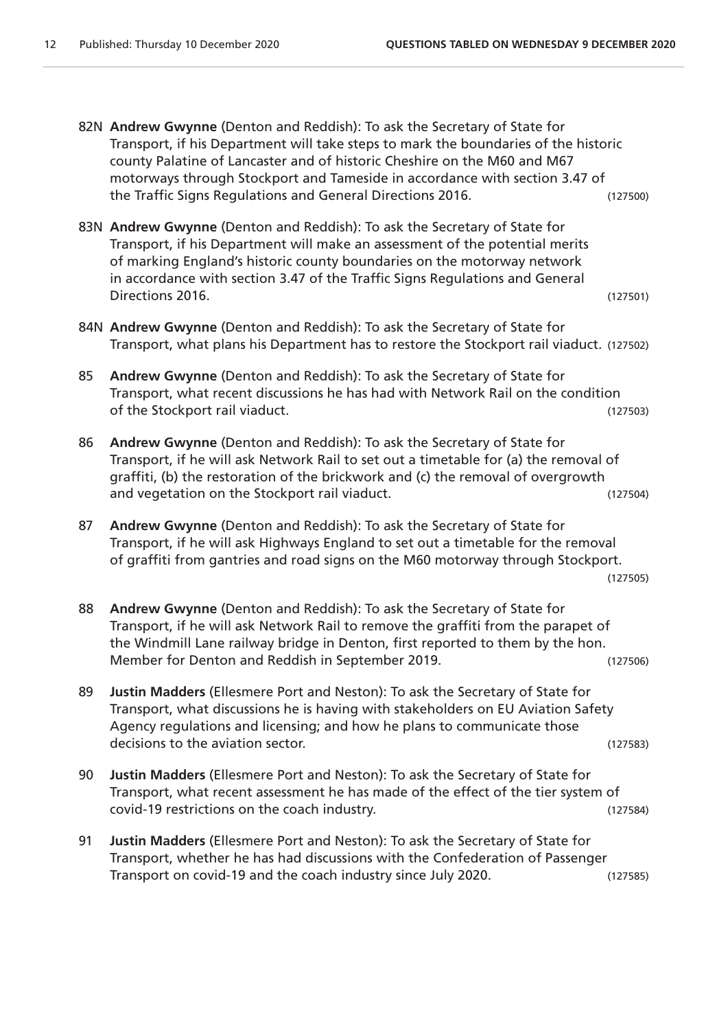82N **Andrew Gwynne** (Denton and Reddish): To ask the Secretary of State for Transport, if his Department will take steps to mark the boundaries of the historic county Palatine of Lancaster and of historic Cheshire on the M60 and M67 motorways through Stockport and Tameside in accordance with section 3.47 of the Traffic Signs Regulations and General Directions 2016. (127500)

83N **Andrew Gwynne** (Denton and Reddish): To ask the Secretary of State for Transport, if his Department will make an assessment of the potential merits of marking England's historic county boundaries on the motorway network in accordance with section 3.47 of the Traffic Signs Regulations and General Directions 2016. (127501)

84N **Andrew Gwynne** (Denton and Reddish): To ask the Secretary of State for Transport, what plans his Department has to restore the Stockport rail viaduct. (127502)

85 **Andrew Gwynne** (Denton and Reddish): To ask the Secretary of State for Transport, what recent discussions he has had with Network Rail on the condition of the Stockport rail viaduct. (127503)

86 **Andrew Gwynne** (Denton and Reddish): To ask the Secretary of State for Transport, if he will ask Network Rail to set out a timetable for (a) the removal of graffiti, (b) the restoration of the brickwork and (c) the removal of overgrowth and vegetation on the Stockport rail viaduct. (127504)

87 **Andrew Gwynne** (Denton and Reddish): To ask the Secretary of State for Transport, if he will ask Highways England to set out a timetable for the removal of graffiti from gantries and road signs on the M60 motorway through Stockport. (127505)

88 **Andrew Gwynne** (Denton and Reddish): To ask the Secretary of State for Transport, if he will ask Network Rail to remove the graffiti from the parapet of the Windmill Lane railway bridge in Denton, first reported to them by the hon. Member for Denton and Reddish in September 2019. (127506)

89 **Justin Madders** (Ellesmere Port and Neston): To ask the Secretary of State for Transport, what discussions he is having with stakeholders on EU Aviation Safety Agency regulations and licensing; and how he plans to communicate those decisions to the aviation sector. (127583)

90 **Justin Madders** (Ellesmere Port and Neston): To ask the Secretary of State for Transport, what recent assessment he has made of the effect of the tier system of covid-19 restrictions on the coach industry. (127584)

91 **Justin Madders** (Ellesmere Port and Neston): To ask the Secretary of State for Transport, whether he has had discussions with the Confederation of Passenger Transport on covid-19 and the coach industry since July 2020. (127585)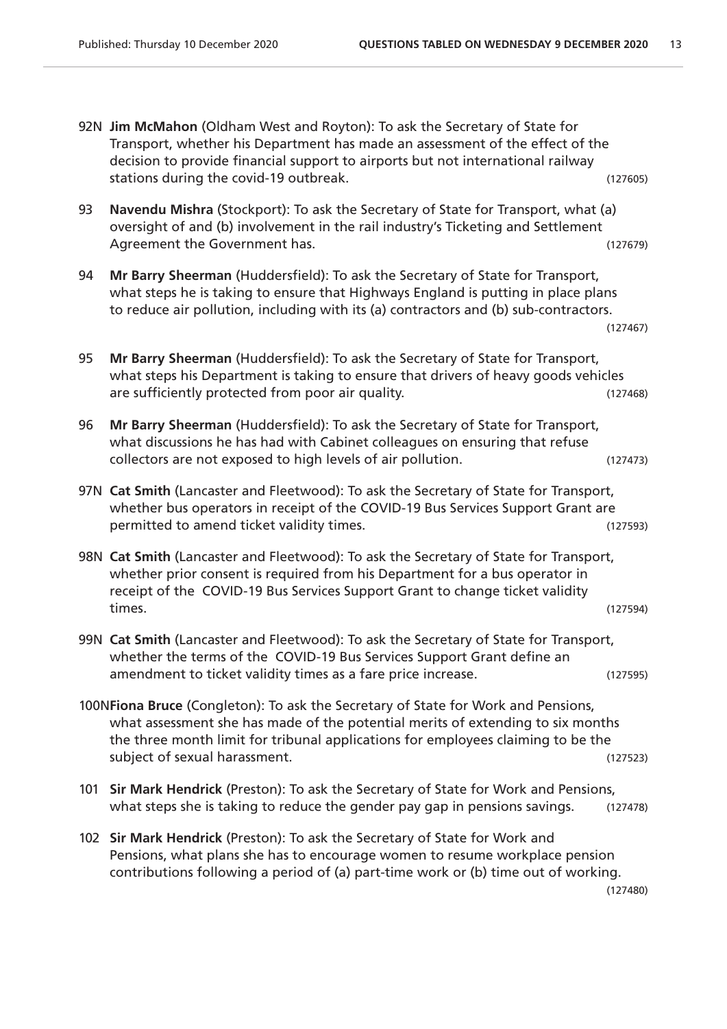92N **Jim McMahon** (Oldham West and Royton): To ask the Secretary of State for Transport, whether his Department has made an assessment of the effect of the decision to provide financial support to airports but not international railway stations during the covid-19 outbreak. (127605)

93 **Navendu Mishra** (Stockport): To ask the Secretary of State for Transport, what (a) oversight of and (b) involvement in the rail industry's Ticketing and Settlement Agreement the Government has. (127679)

94 **Mr Barry Sheerman** (Huddersfield): To ask the Secretary of State for Transport, what steps he is taking to ensure that Highways England is putting in place plans to reduce air pollution, including with its (a) contractors and (b) sub-contractors. (127467)

95 **Mr Barry Sheerman** (Huddersfield): To ask the Secretary of State for Transport, what steps his Department is taking to ensure that drivers of heavy goods vehicles are sufficiently protected from poor air quality. (127468)

96 **Mr Barry Sheerman** (Huddersfield): To ask the Secretary of State for Transport, what discussions he has had with Cabinet colleagues on ensuring that refuse collectors are not exposed to high levels of air pollution. (127473)

97N **Cat Smith** (Lancaster and Fleetwood): To ask the Secretary of State for Transport, whether bus operators in receipt of the COVID-19 Bus Services Support Grant are permitted to amend ticket validity times. (127593)

98N **Cat Smith** (Lancaster and Fleetwood): To ask the Secretary of State for Transport, whether prior consent is required from his Department for a bus operator in receipt of the COVID-19 Bus Services Support Grant to change ticket validity times. (127594)

99N **Cat Smith** (Lancaster and Fleetwood): To ask the Secretary of State for Transport, whether the terms of the COVID-19 Bus Services Support Grant define an amendment to ticket validity times as a fare price increase. (127595)

100N **Fiona Bruce** (Congleton): To ask the Secretary of State for Work and Pensions, what assessment she has made of the potential merits of extending to six months the three month limit for tribunal applications for employees claiming to be the subject of sexual harassment. (127523)

101 **Sir Mark Hendrick** (Preston): To ask the Secretary of State for Work and Pensions, what steps she is taking to reduce the gender pay gap in pensions savings. (127478)

102 **Sir Mark Hendrick** (Preston): To ask the Secretary of State for Work and Pensions, what plans she has to encourage women to resume workplace pension contributions following a period of (a) part-time work or (b) time out of working. (127480)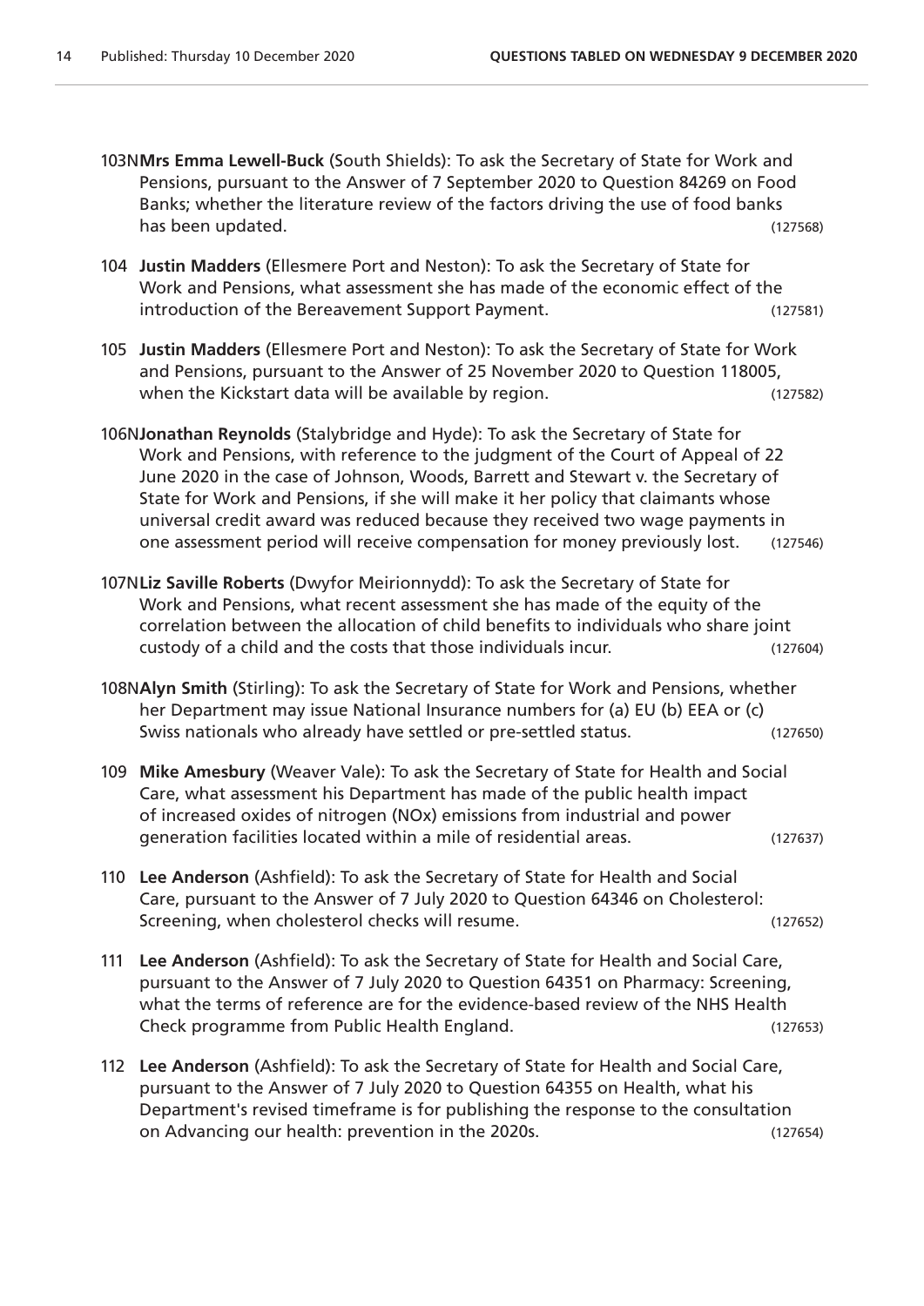103N **Mrs Emma Lewell-Buck** (South Shields): To ask the Secretary of State for Work and Pensions, pursuant to the Answer of 7 September 2020 to Question 84269 on Food Banks; whether the literature review of the factors driving the use of food banks has been updated. (127568)

104 **Justin Madders** (Ellesmere Port and Neston): To ask the Secretary of State for Work and Pensions, what assessment she has made of the economic effect of the introduction of the Bereavement Support Payment. (127581)

105 **Justin Madders** (Ellesmere Port and Neston): To ask the Secretary of State for Work and Pensions, pursuant to the Answer of 25 November 2020 to Question 118005, when the Kickstart data will be available by region. (127582)

106N **Jonathan Reynolds** (Stalybridge and Hyde): To ask the Secretary of State for Work and Pensions, with reference to the judgment of the Court of Appeal of 22 June 2020 in the case of Johnson, Woods, Barrett and Stewart v. the Secretary of State for Work and Pensions, if she will make it her policy that claimants whose universal credit award was reduced because they received two wage payments in one assessment period will receive compensation for money previously lost. (127546)

107N **Liz Saville Roberts** (Dwyfor Meirionnydd): To ask the Secretary of State for Work and Pensions, what recent assessment she has made of the equity of the correlation between the allocation of child benefits to individuals who share joint custody of a child and the costs that those individuals incur. (127604)

108N **Alyn Smith** (Stirling): To ask the Secretary of State for Work and Pensions, whether her Department may issue National Insurance numbers for (a) EU (b) EEA or (c) Swiss nationals who already have settled or pre-settled status. (127650)

109 **Mike Amesbury** (Weaver Vale): To ask the Secretary of State for Health and Social Care, what assessment his Department has made of the public health impact of increased oxides of nitrogen (NOx) emissions from industrial and power generation facilities located within a mile of residential areas. (127637)

110 **Lee Anderson** (Ashfield): To ask the Secretary of State for Health and Social Care, pursuant to the Answer of 7 July 2020 to Question 64346 on Cholesterol: Screening, when cholesterol checks will resume. (127652)

111 **Lee Anderson** (Ashfield): To ask the Secretary of State for Health and Social Care, pursuant to the Answer of 7 July 2020 to Question 64351 on Pharmacy: Screening, what the terms of reference are for the evidence-based review of the NHS Health Check programme from Public Health England. (127653)

112 **Lee Anderson** (Ashfield): To ask the Secretary of State for Health and Social Care, pursuant to the Answer of 7 July 2020 to Question 64355 on Health, what his Department's revised timeframe is for publishing the response to the consultation on Advancing our health: prevention in the 2020s. (127654)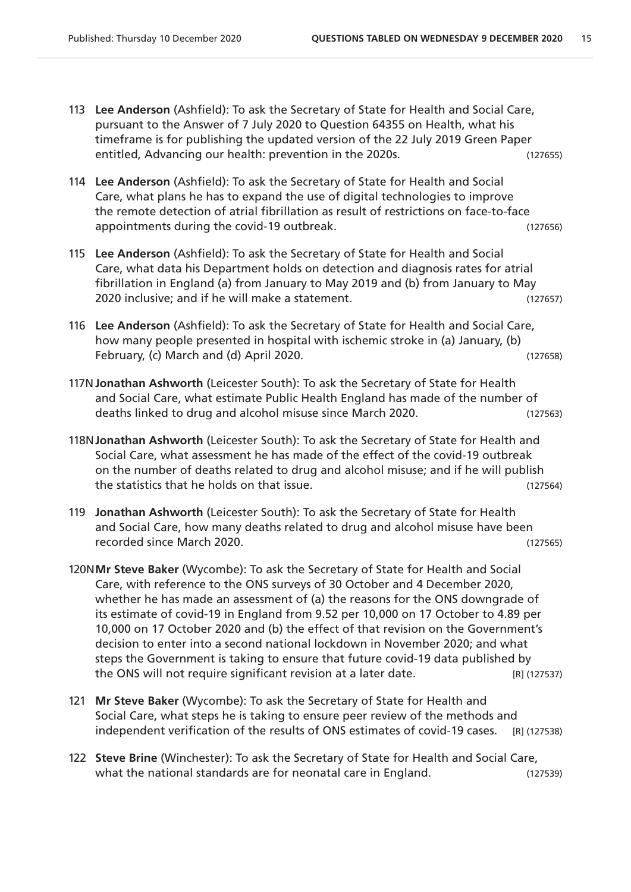113 **Lee Anderson** (Ashfield): To ask the Secretary of State for Health and Social Care, pursuant to the Answer of 7 July 2020 to Question 64355 on Health, what his timeframe is for publishing the updated version of the 22 July 2019 Green Paper entitled, Advancing our health: prevention in the 2020s. (127655)

114 **Lee Anderson** (Ashfield): To ask the Secretary of State for Health and Social Care, what plans he has to expand the use of digital technologies to improve the remote detection of atrial fibrillation as result of restrictions on face-to-face appointments during the covid-19 outbreak. (127656)

115 **Lee Anderson** (Ashfield): To ask the Secretary of State for Health and Social Care, what data his Department holds on detection and diagnosis rates for atrial fibrillation in England (a) from January to May 2019 and (b) from January to May 2020 inclusive; and if he will make a statement. (127657)

116 **Lee Anderson** (Ashfield): To ask the Secretary of State for Health and Social Care, how many people presented in hospital with ischemic stroke in (a) January, (b) February, (c) March and (d) April 2020. (127658)

117N **Jonathan Ashworth** (Leicester South): To ask the Secretary of State for Health and Social Care, what estimate Public Health England has made of the number of deaths linked to drug and alcohol misuse since March 2020. (127563)

118N **Jonathan Ashworth** (Leicester South): To ask the Secretary of State for Health and Social Care, what assessment he has made of the effect of the covid-19 outbreak on the number of deaths related to drug and alcohol misuse; and if he will publish the statistics that he holds on that issue. (127564)

119 **Jonathan Ashworth** (Leicester South): To ask the Secretary of State for Health and Social Care, how many deaths related to drug and alcohol misuse have been recorded since March 2020. (127565)

120N **Mr Steve Baker** (Wycombe): To ask the Secretary of State for Health and Social Care, with reference to the ONS surveys of 30 October and 4 December 2020, whether he has made an assessment of (a) the reasons for the ONS downgrade of its estimate of covid-19 in England from 9.52 per 10,000 on 17 October to 4.89 per 10,000 on 17 October 2020 and (b) the effect of that revision on the Government's decision to enter into a second national lockdown in November 2020; and what steps the Government is taking to ensure that future covid-19 data published by the ONS will not require significant revision at a later date. [R] (127537)

121 **Mr Steve Baker** (Wycombe): To ask the Secretary of State for Health and Social Care, what steps he is taking to ensure peer review of the methods and independent verification of the results of ONS estimates of covid-19 cases. [R] (127538)

122 **Steve Brine** (Winchester): To ask the Secretary of State for Health and Social Care, what the national standards are for neonatal care in England. (127539)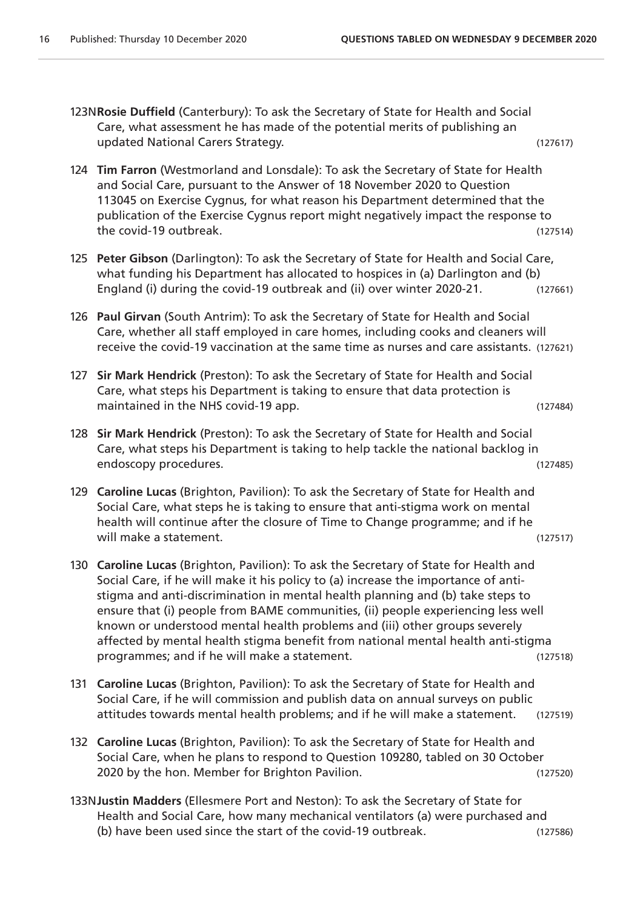123N**Rosie Duffield** (Canterbury): To ask the Secretary of State for Health and Social Care, what assessment he has made of the potential merits of publishing an updated National Carers Strategy. (127617)

124 **Tim Farron** (Westmorland and Lonsdale): To ask the Secretary of State for Health and Social Care, pursuant to the Answer of 18 November 2020 to Question 113045 on Exercise Cygnus, for what reason his Department determined that the publication of the Exercise Cygnus report might negatively impact the response to the covid-19 outbreak. (127514)

125 **Peter Gibson** (Darlington): To ask the Secretary of State for Health and Social Care, what funding his Department has allocated to hospices in (a) Darlington and (b) England (i) during the covid-19 outbreak and (ii) over winter 2020-21. (127661)

126 **Paul Girvan** (South Antrim): To ask the Secretary of State for Health and Social Care, whether all staff employed in care homes, including cooks and cleaners will receive the covid-19 vaccination at the same time as nurses and care assistants. (127621)

127 **Sir Mark Hendrick** (Preston): To ask the Secretary of State for Health and Social Care, what steps his Department is taking to ensure that data protection is maintained in the NHS covid-19 app. (127484)

128 **Sir Mark Hendrick** (Preston): To ask the Secretary of State for Health and Social Care, what steps his Department is taking to help tackle the national backlog in endoscopy procedures. (127485)

129 **Caroline Lucas** (Brighton, Pavilion): To ask the Secretary of State for Health and Social Care, what steps he is taking to ensure that anti-stigma work on mental health will continue after the closure of Time to Change programme; and if he will make a statement. (127517)

130 **Caroline Lucas** (Brighton, Pavilion): To ask the Secretary of State for Health and Social Care, if he will make it his policy to (a) increase the importance of anti-stigma and anti-discrimination in mental health planning and (b) take steps to ensure that (i) people from BAME communities, (ii) people experiencing less well known or understood mental health problems and (iii) other groups severely affected by mental health stigma benefit from national mental health anti-stigma programmes; and if he will make a statement. (127518)

131 **Caroline Lucas** (Brighton, Pavilion): To ask the Secretary of State for Health and Social Care, if he will commission and publish data on annual surveys on public attitudes towards mental health problems; and if he will make a statement. (127519)

132 **Caroline Lucas** (Brighton, Pavilion): To ask the Secretary of State for Health and Social Care, when he plans to respond to Question 109280, tabled on 30 October 2020 by the hon. Member for Brighton Pavilion. (127520)

133N**Justin Madders** (Ellesmere Port and Neston): To ask the Secretary of State for Health and Social Care, how many mechanical ventilators (a) were purchased and (b) have been used since the start of the covid-19 outbreak. (127586)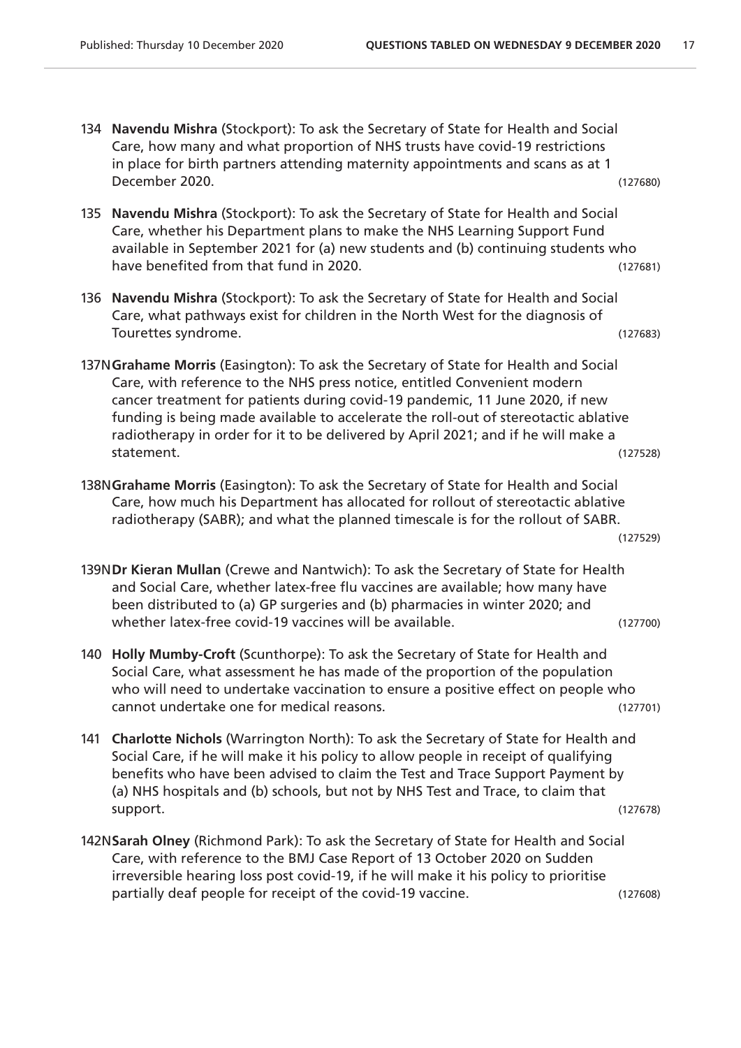134 **Navendu Mishra** (Stockport): To ask the Secretary of State for Health and Social Care, how many and what proportion of NHS trusts have covid-19 restrictions in place for birth partners attending maternity appointments and scans as at 1 December 2020. (127680)

135 **Navendu Mishra** (Stockport): To ask the Secretary of State for Health and Social Care, whether his Department plans to make the NHS Learning Support Fund available in September 2021 for (a) new students and (b) continuing students who have benefited from that fund in 2020. (127681)

136 **Navendu Mishra** (Stockport): To ask the Secretary of State for Health and Social Care, what pathways exist for children in the North West for the diagnosis of Tourettes syndrome. (127683)

137N **Grahame Morris** (Easington): To ask the Secretary of State for Health and Social Care, with reference to the NHS press notice, entitled Convenient modern cancer treatment for patients during covid-19 pandemic, 11 June 2020, if new funding is being made available to accelerate the roll-out of stereotactic ablative radiotherapy in order for it to be delivered by April 2021; and if he will make a statement. (127528)

138N **Grahame Morris** (Easington): To ask the Secretary of State for Health and Social Care, how much his Department has allocated for rollout of stereotactic ablative radiotherapy (SABR); and what the planned timescale is for the rollout of SABR. (127529)

139N **Dr Kieran Mullan** (Crewe and Nantwich): To ask the Secretary of State for Health and Social Care, whether latex-free flu vaccines are available; how many have been distributed to (a) GP surgeries and (b) pharmacies in winter 2020; and whether latex-free covid-19 vaccines will be available. (127700)

140 **Holly Mumby-Croft** (Scunthorpe): To ask the Secretary of State for Health and Social Care, what assessment he has made of the proportion of the population who will need to undertake vaccination to ensure a positive effect on people who cannot undertake one for medical reasons. (127701)

141 **Charlotte Nichols** (Warrington North): To ask the Secretary of State for Health and Social Care, if he will make it his policy to allow people in receipt of qualifying benefits who have been advised to claim the Test and Trace Support Payment by (a) NHS hospitals and (b) schools, but not by NHS Test and Trace, to claim that support. (127678)

142N **Sarah Olney** (Richmond Park): To ask the Secretary of State for Health and Social Care, with reference to the BMJ Case Report of 13 October 2020 on Sudden irreversible hearing loss post covid-19, if he will make it his policy to prioritise partially deaf people for receipt of the covid-19 vaccine. (127608)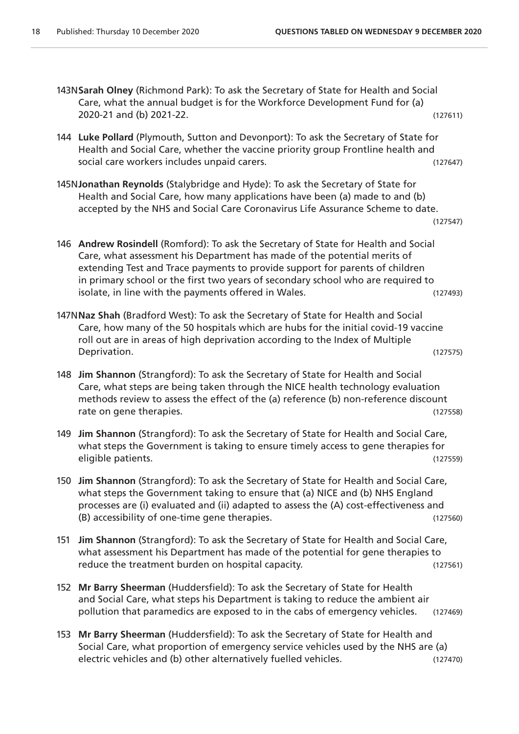143N **Sarah Olney** (Richmond Park): To ask the Secretary of State for Health and Social Care, what the annual budget is for the Workforce Development Fund for (a) 2020-21 and (b) 2021-22. (127611)

144 **Luke Pollard** (Plymouth, Sutton and Devonport): To ask the Secretary of State for Health and Social Care, whether the vaccine priority group Frontline health and social care workers includes unpaid carers. (127647)

145N **Jonathan Reynolds** (Stalybridge and Hyde): To ask the Secretary of State for Health and Social Care, how many applications have been (a) made to and (b) accepted by the NHS and Social Care Coronavirus Life Assurance Scheme to date. (127547)

146 **Andrew Rosindell** (Romford): To ask the Secretary of State for Health and Social Care, what assessment his Department has made of the potential merits of extending Test and Trace payments to provide support for parents of children in primary school or the first two years of secondary school who are required to isolate, in line with the payments offered in Wales. (127493)

147N **Naz Shah** (Bradford West): To ask the Secretary of State for Health and Social Care, how many of the 50 hospitals which are hubs for the initial covid-19 vaccine roll out are in areas of high deprivation according to the Index of Multiple Deprivation. (127575)

148 **Jim Shannon** (Strangford): To ask the Secretary of State for Health and Social Care, what steps are being taken through the NICE health technology evaluation methods review to assess the effect of the (a) reference (b) non-reference discount rate on gene therapies. (127558)

149 **Jim Shannon** (Strangford): To ask the Secretary of State for Health and Social Care, what steps the Government is taking to ensure timely access to gene therapies for eligible patients. (127559)

150 **Jim Shannon** (Strangford): To ask the Secretary of State for Health and Social Care, what steps the Government taking to ensure that (a) NICE and (b) NHS England processes are (i) evaluated and (ii) adapted to assess the (A) cost-effectiveness and (B) accessibility of one-time gene therapies. (127560)

151 **Jim Shannon** (Strangford): To ask the Secretary of State for Health and Social Care, what assessment his Department has made of the potential for gene therapies to reduce the treatment burden on hospital capacity. (127561)

152 **Mr Barry Sheerman** (Huddersfield): To ask the Secretary of State for Health and Social Care, what steps his Department is taking to reduce the ambient air pollution that paramedics are exposed to in the cabs of emergency vehicles. (127469)

153 **Mr Barry Sheerman** (Huddersfield): To ask the Secretary of State for Health and Social Care, what proportion of emergency service vehicles used by the NHS are (a) electric vehicles and (b) other alternatively fuelled vehicles. (127470)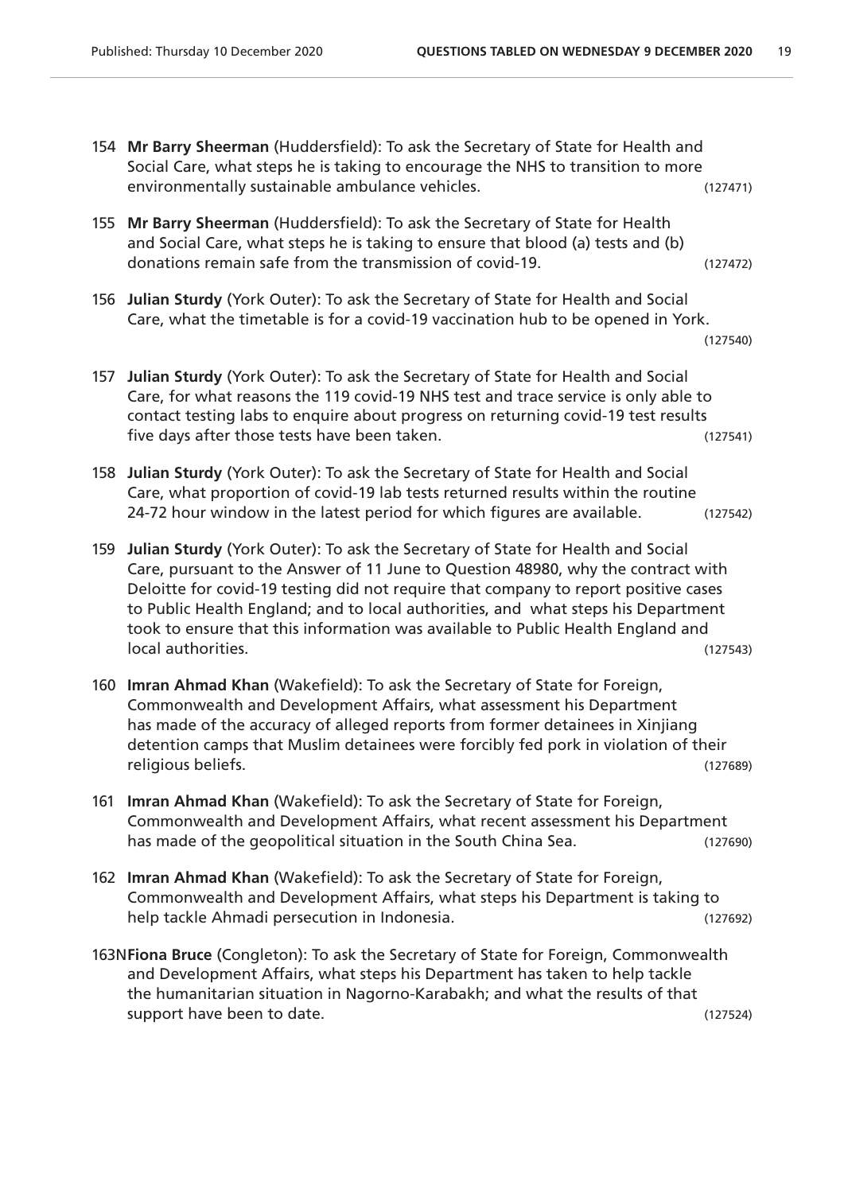154 **Mr Barry Sheerman** (Huddersfield): To ask the Secretary of State for Health and Social Care, what steps he is taking to encourage the NHS to transition to more environmentally sustainable ambulance vehicles. (127471)

155 **Mr Barry Sheerman** (Huddersfield): To ask the Secretary of State for Health and Social Care, what steps he is taking to ensure that blood (a) tests and (b) donations remain safe from the transmission of covid-19. (127472)

156 **Julian Sturdy** (York Outer): To ask the Secretary of State for Health and Social Care, what the timetable is for a covid-19 vaccination hub to be opened in York. (127540)

157 **Julian Sturdy** (York Outer): To ask the Secretary of State for Health and Social Care, for what reasons the 119 covid-19 NHS test and trace service is only able to contact testing labs to enquire about progress on returning covid-19 test results five days after those tests have been taken. (127541)

158 **Julian Sturdy** (York Outer): To ask the Secretary of State for Health and Social Care, what proportion of covid-19 lab tests returned results within the routine 24-72 hour window in the latest period for which figures are available. (127542)

159 **Julian Sturdy** (York Outer): To ask the Secretary of State for Health and Social Care, pursuant to the Answer of 11 June to Question 48980, why the contract with Deloitte for covid-19 testing did not require that company to report positive cases to Public Health England; and to local authorities, and what steps his Department took to ensure that this information was available to Public Health England and local authorities. (127543)

160 **Imran Ahmad Khan** (Wakefield): To ask the Secretary of State for Foreign, Commonwealth and Development Affairs, what assessment his Department has made of the accuracy of alleged reports from former detainees in Xinjiang detention camps that Muslim detainees were forcibly fed pork in violation of their religious beliefs. (127689)

161 **Imran Ahmad Khan** (Wakefield): To ask the Secretary of State for Foreign, Commonwealth and Development Affairs, what recent assessment his Department has made of the geopolitical situation in the South China Sea. (127690)

162 **Imran Ahmad Khan** (Wakefield): To ask the Secretary of State for Foreign, Commonwealth and Development Affairs, what steps his Department is taking to help tackle Ahmadi persecution in Indonesia. (127692)

163N **Fiona Bruce** (Congleton): To ask the Secretary of State for Foreign, Commonwealth and Development Affairs, what steps his Department has taken to help tackle the humanitarian situation in Nagorno-Karabakh; and what the results of that support have been to date. (127524)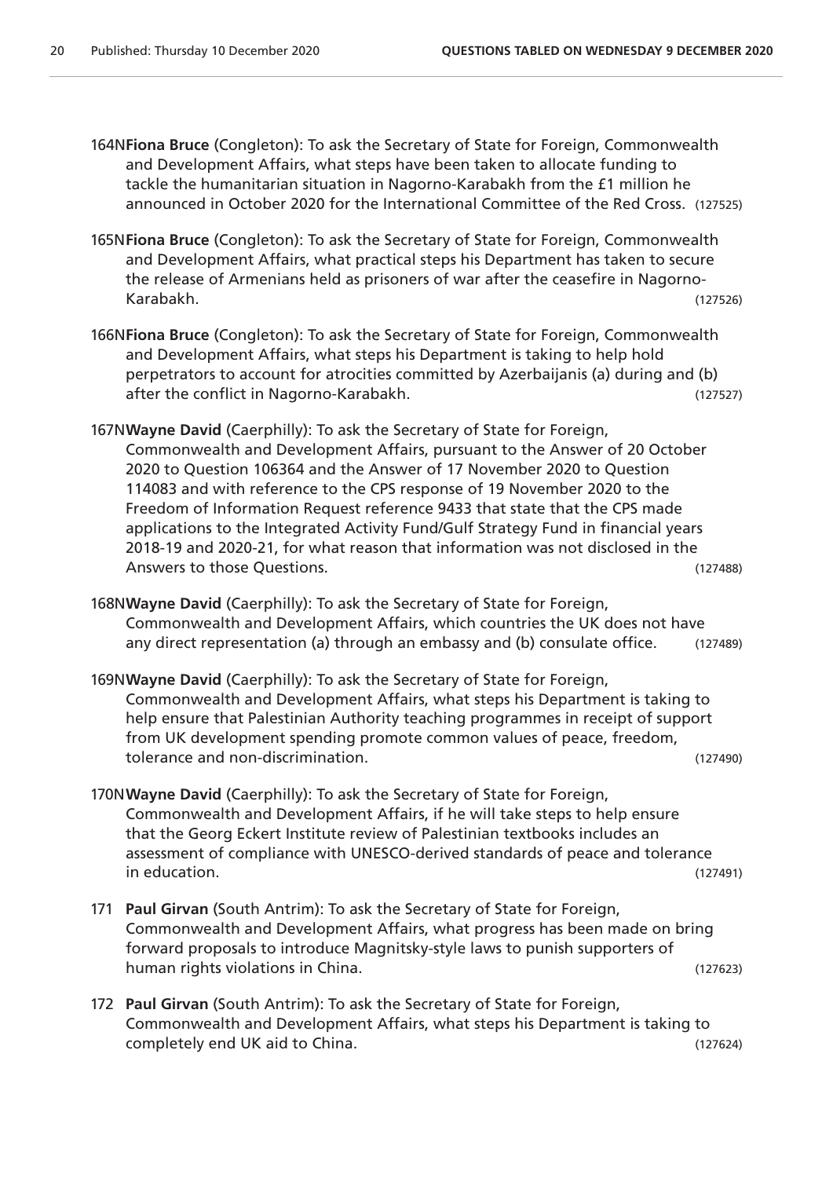164N **Fiona Bruce** (Congleton): To ask the Secretary of State for Foreign, Commonwealth and Development Affairs, what steps have been taken to allocate funding to tackle the humanitarian situation in Nagorno-Karabakh from the £1 million he announced in October 2020 for the International Committee of the Red Cross. (127525)

165N **Fiona Bruce** (Congleton): To ask the Secretary of State for Foreign, Commonwealth and Development Affairs, what practical steps his Department has taken to secure the release of Armenians held as prisoners of war after the ceasefire in Nagorno-Karabakh. (127526)

166N **Fiona Bruce** (Congleton): To ask the Secretary of State for Foreign, Commonwealth and Development Affairs, what steps his Department is taking to help hold perpetrators to account for atrocities committed by Azerbaijanis (a) during and (b) after the conflict in Nagorno-Karabakh. (127527)

167N **Wayne David** (Caerphilly): To ask the Secretary of State for Foreign, Commonwealth and Development Affairs, pursuant to the Answer of 20 October 2020 to Question 106364 and the Answer of 17 November 2020 to Question 114083 and with reference to the CPS response of 19 November 2020 to the Freedom of Information Request reference 9433 that state that the CPS made applications to the Integrated Activity Fund/Gulf Strategy Fund in financial years 2018-19 and 2020-21, for what reason that information was not disclosed in the Answers to those Questions. (127488)

168N **Wayne David** (Caerphilly): To ask the Secretary of State for Foreign, Commonwealth and Development Affairs, which countries the UK does not have any direct representation (a) through an embassy and (b) consulate office. (127489)

169N **Wayne David** (Caerphilly): To ask the Secretary of State for Foreign, Commonwealth and Development Affairs, what steps his Department is taking to help ensure that Palestinian Authority teaching programmes in receipt of support from UK development spending promote common values of peace, freedom, tolerance and non-discrimination. (127490)

170N **Wayne David** (Caerphilly): To ask the Secretary of State for Foreign, Commonwealth and Development Affairs, if he will take steps to help ensure that the Georg Eckert Institute review of Palestinian textbooks includes an assessment of compliance with UNESCO-derived standards of peace and tolerance in education. (127491)

171 **Paul Girvan** (South Antrim): To ask the Secretary of State for Foreign, Commonwealth and Development Affairs, what progress has been made on bring forward proposals to introduce Magnitsky-style laws to punish supporters of human rights violations in China. (127623)

172 **Paul Girvan** (South Antrim): To ask the Secretary of State for Foreign, Commonwealth and Development Affairs, what steps his Department is taking to completely end UK aid to China. (127624)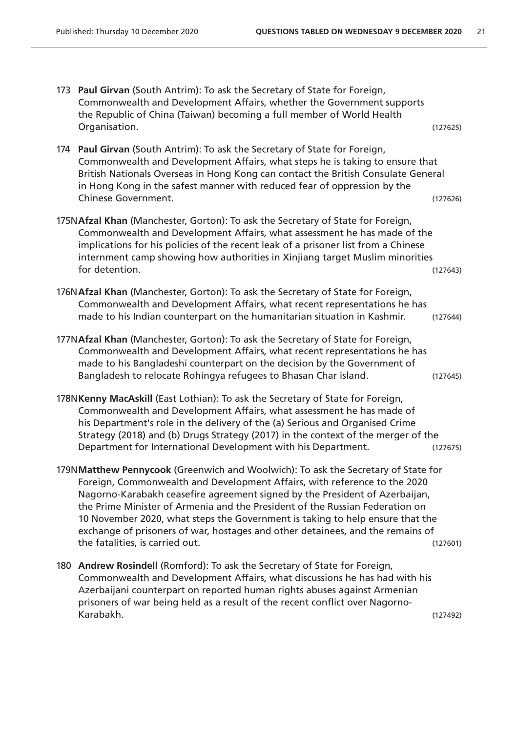173 **Paul Girvan** (South Antrim): To ask the Secretary of State for Foreign, Commonwealth and Development Affairs, whether the Government supports the Republic of China (Taiwan) becoming a full member of World Health Organisation. (127625)

174 **Paul Girvan** (South Antrim): To ask the Secretary of State for Foreign, Commonwealth and Development Affairs, what steps he is taking to ensure that British Nationals Overseas in Hong Kong can contact the British Consulate General in Hong Kong in the safest manner with reduced fear of oppression by the Chinese Government. (127626)

175N **Afzal Khan** (Manchester, Gorton): To ask the Secretary of State for Foreign, Commonwealth and Development Affairs, what assessment he has made of the implications for his policies of the recent leak of a prisoner list from a Chinese internment camp showing how authorities in Xinjiang target Muslim minorities for detention. (127643)

176N **Afzal Khan** (Manchester, Gorton): To ask the Secretary of State for Foreign, Commonwealth and Development Affairs, what recent representations he has made to his Indian counterpart on the humanitarian situation in Kashmir. (127644)

177N **Afzal Khan** (Manchester, Gorton): To ask the Secretary of State for Foreign, Commonwealth and Development Affairs, what recent representations he has made to his Bangladeshi counterpart on the decision by the Government of Bangladesh to relocate Rohingya refugees to Bhasan Char island. (127645)

178N **Kenny MacAskill** (East Lothian): To ask the Secretary of State for Foreign, Commonwealth and Development Affairs, what assessment he has made of his Department's role in the delivery of the (a) Serious and Organised Crime Strategy (2018) and (b) Drugs Strategy (2017) in the context of the merger of the Department for International Development with his Department. (127675)

179N **Matthew Pennycook** (Greenwich and Woolwich): To ask the Secretary of State for Foreign, Commonwealth and Development Affairs, with reference to the 2020 Nagorno-Karabakh ceasefire agreement signed by the President of Azerbaijan, the Prime Minister of Armenia and the President of the Russian Federation on 10 November 2020, what steps the Government is taking to help ensure that the exchange of prisoners of war, hostages and other detainees, and the remains of the fatalities, is carried out. (127601)

180 **Andrew Rosindell** (Romford): To ask the Secretary of State for Foreign, Commonwealth and Development Affairs, what discussions he has had with his Azerbaijani counterpart on reported human rights abuses against Armenian prisoners of war being held as a result of the recent conflict over Nagorno-Karabakh. (127492)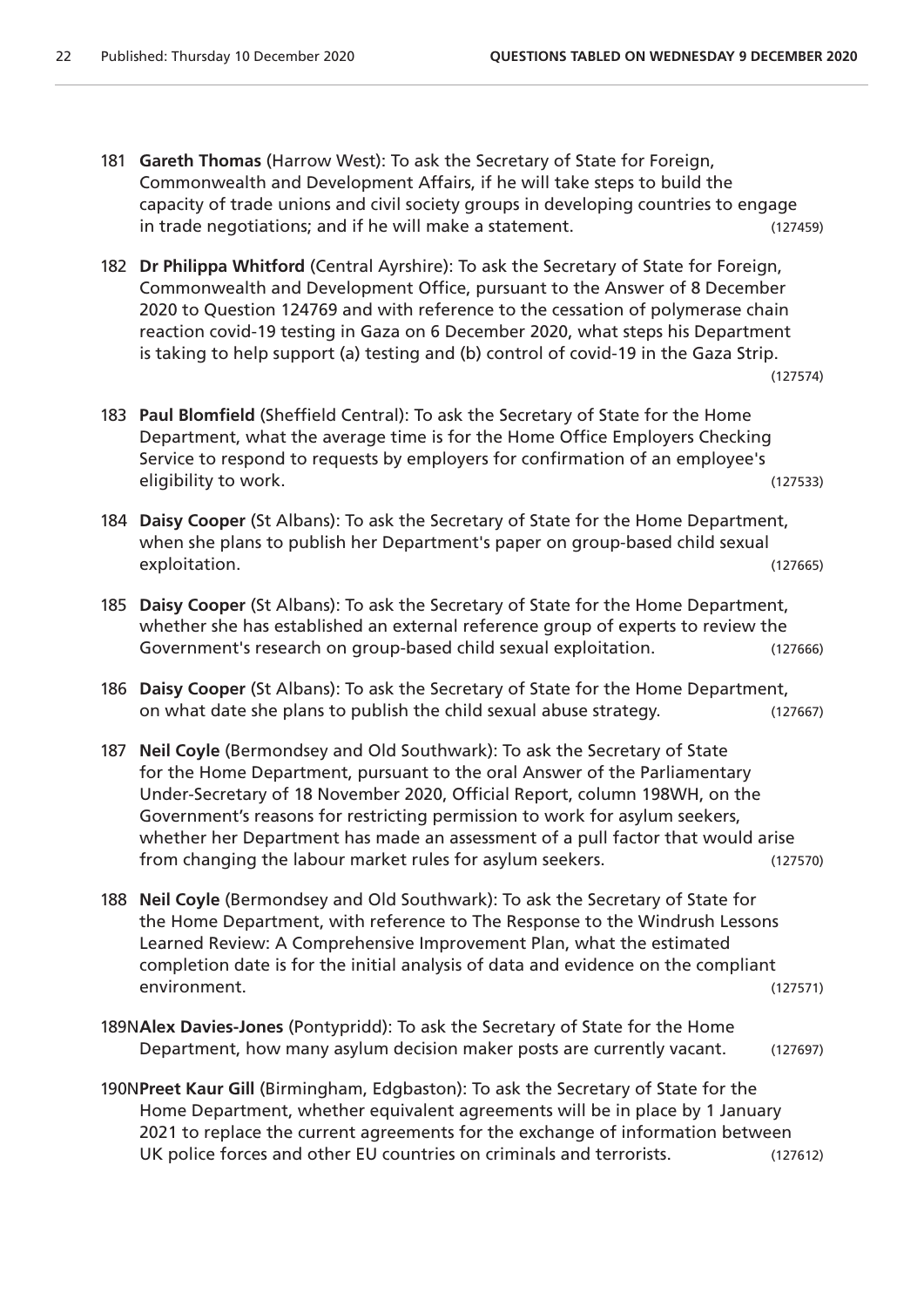181 **Gareth Thomas** (Harrow West): To ask the Secretary of State for Foreign, Commonwealth and Development Affairs, if he will take steps to build the capacity of trade unions and civil society groups in developing countries to engage in trade negotiations; and if he will make a statement. (127459)

182 **Dr Philippa Whitford** (Central Ayrshire): To ask the Secretary of State for Foreign, Commonwealth and Development Office, pursuant to the Answer of 8 December 2020 to Question 124769 and with reference to the cessation of polymerase chain reaction covid-19 testing in Gaza on 6 December 2020, what steps his Department is taking to help support (a) testing and (b) control of covid-19 in the Gaza Strip. (127574)

183 **Paul Blomfield** (Sheffield Central): To ask the Secretary of State for the Home Department, what the average time is for the Home Office Employers Checking Service to respond to requests by employers for confirmation of an employee's eligibility to work. (127533)

184 **Daisy Cooper** (St Albans): To ask the Secretary of State for the Home Department, when she plans to publish her Department's paper on group-based child sexual exploitation. (127665)

185 **Daisy Cooper** (St Albans): To ask the Secretary of State for the Home Department, whether she has established an external reference group of experts to review the Government's research on group-based child sexual exploitation. (127666)

186 **Daisy Cooper** (St Albans): To ask the Secretary of State for the Home Department, on what date she plans to publish the child sexual abuse strategy. (127667)

187 **Neil Coyle** (Bermondsey and Old Southwark): To ask the Secretary of State for the Home Department, pursuant to the oral Answer of the Parliamentary Under-Secretary of 18 November 2020, Official Report, column 198WH, on the Government's reasons for restricting permission to work for asylum seekers, whether her Department has made an assessment of a pull factor that would arise from changing the labour market rules for asylum seekers. (127570)

188 **Neil Coyle** (Bermondsey and Old Southwark): To ask the Secretary of State for the Home Department, with reference to The Response to the Windrush Lessons Learned Review: A Comprehensive Improvement Plan, what the estimated completion date is for the initial analysis of data and evidence on the compliant environment. (127571)

189N **Alex Davies-Jones** (Pontypridd): To ask the Secretary of State for the Home Department, how many asylum decision maker posts are currently vacant. (127697)

190N **Preet Kaur Gill** (Birmingham, Edgbaston): To ask the Secretary of State for the Home Department, whether equivalent agreements will be in place by 1 January 2021 to replace the current agreements for the exchange of information between UK police forces and other EU countries on criminals and terrorists. (127612)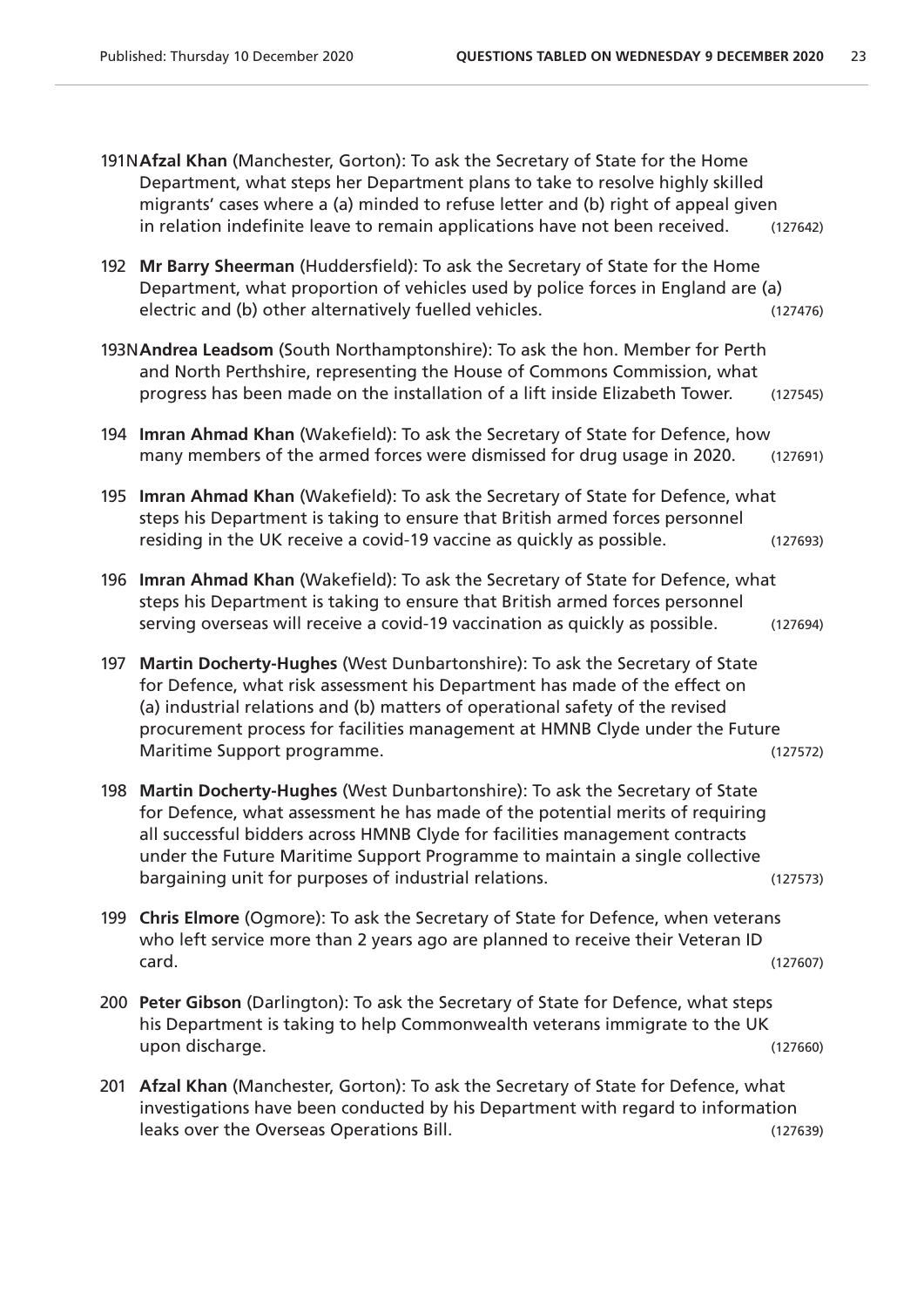191N **Afzal Khan** (Manchester, Gorton): To ask the Secretary of State for the Home Department, what steps her Department plans to take to resolve highly skilled migrants' cases where a (a) minded to refuse letter and (b) right of appeal given in relation indefinite leave to remain applications have not been received. (127642)

192 **Mr Barry Sheerman** (Huddersfield): To ask the Secretary of State for the Home Department, what proportion of vehicles used by police forces in England are (a) electric and (b) other alternatively fuelled vehicles. (127476)

193N **Andrea Leadsom** (South Northamptonshire): To ask the hon. Member for Perth and North Perthshire, representing the House of Commons Commission, what progress has been made on the installation of a lift inside Elizabeth Tower. (127545)

194 **Imran Ahmad Khan** (Wakefield): To ask the Secretary of State for Defence, how many members of the armed forces were dismissed for drug usage in 2020. (127691)

195 **Imran Ahmad Khan** (Wakefield): To ask the Secretary of State for Defence, what steps his Department is taking to ensure that British armed forces personnel residing in the UK receive a covid-19 vaccine as quickly as possible. (127693)

196 **Imran Ahmad Khan** (Wakefield): To ask the Secretary of State for Defence, what steps his Department is taking to ensure that British armed forces personnel serving overseas will receive a covid-19 vaccination as quickly as possible. (127694)

197 **Martin Docherty-Hughes** (West Dunbartonshire): To ask the Secretary of State for Defence, what risk assessment his Department has made of the effect on (a) industrial relations and (b) matters of operational safety of the revised procurement process for facilities management at HMNB Clyde under the Future Maritime Support programme. (127572)

198 **Martin Docherty-Hughes** (West Dunbartonshire): To ask the Secretary of State for Defence, what assessment he has made of the potential merits of requiring all successful bidders across HMNB Clyde for facilities management contracts under the Future Maritime Support Programme to maintain a single collective bargaining unit for purposes of industrial relations. (127573)

199 **Chris Elmore** (Ogmore): To ask the Secretary of State for Defence, when veterans who left service more than 2 years ago are planned to receive their Veteran ID card. (127607)

200 **Peter Gibson** (Darlington): To ask the Secretary of State for Defence, what steps his Department is taking to help Commonwealth veterans immigrate to the UK upon discharge. (127660)

201 **Afzal Khan** (Manchester, Gorton): To ask the Secretary of State for Defence, what investigations have been conducted by his Department with regard to information leaks over the Overseas Operations Bill. (127639)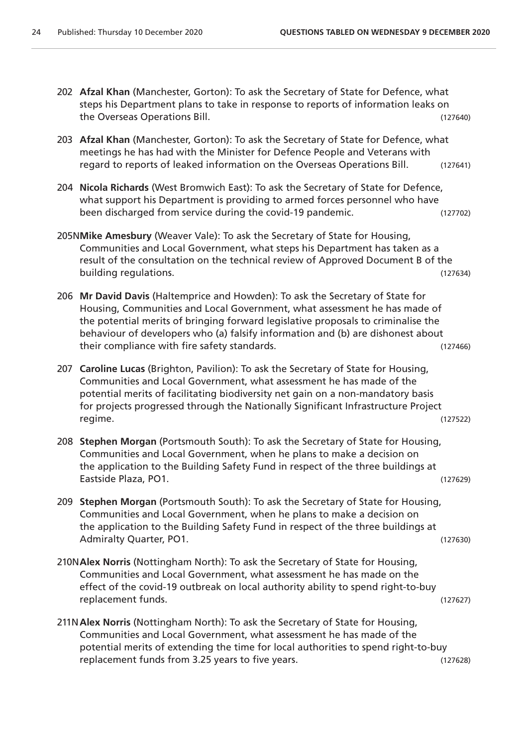202 **Afzal Khan** (Manchester, Gorton): To ask the Secretary of State for Defence, what steps his Department plans to take in response to reports of information leaks on the Overseas Operations Bill. (127640)

203 **Afzal Khan** (Manchester, Gorton): To ask the Secretary of State for Defence, what meetings he has had with the Minister for Defence People and Veterans with regard to reports of leaked information on the Overseas Operations Bill. (127641)

204 **Nicola Richards** (West Bromwich East): To ask the Secretary of State for Defence, what support his Department is providing to armed forces personnel who have been discharged from service during the covid-19 pandemic. (127702)

205N **Mike Amesbury** (Weaver Vale): To ask the Secretary of State for Housing, Communities and Local Government, what steps his Department has taken as a result of the consultation on the technical review of Approved Document B of the building regulations. (127634)

206 **Mr David Davis** (Haltemprice and Howden): To ask the Secretary of State for Housing, Communities and Local Government, what assessment he has made of the potential merits of bringing forward legislative proposals to criminalise the behaviour of developers who (a) falsify information and (b) are dishonest about their compliance with fire safety standards. (127466)

207 **Caroline Lucas** (Brighton, Pavilion): To ask the Secretary of State for Housing, Communities and Local Government, what assessment he has made of the potential merits of facilitating biodiversity net gain on a non-mandatory basis for projects progressed through the Nationally Significant Infrastructure Project regime. (127522)

208 **Stephen Morgan** (Portsmouth South): To ask the Secretary of State for Housing, Communities and Local Government, when he plans to make a decision on the application to the Building Safety Fund in respect of the three buildings at Eastside Plaza, PO1. (127629)

209 **Stephen Morgan** (Portsmouth South): To ask the Secretary of State for Housing, Communities and Local Government, when he plans to make a decision on the application to the Building Safety Fund in respect of the three buildings at Admiralty Quarter, PO1. (127630)

210N **Alex Norris** (Nottingham North): To ask the Secretary of State for Housing, Communities and Local Government, what assessment he has made on the effect of the covid-19 outbreak on local authority ability to spend right-to-buy replacement funds. (127627)

211N **Alex Norris** (Nottingham North): To ask the Secretary of State for Housing, Communities and Local Government, what assessment he has made of the potential merits of extending the time for local authorities to spend right-to-buy replacement funds from 3.25 years to five years. (127628)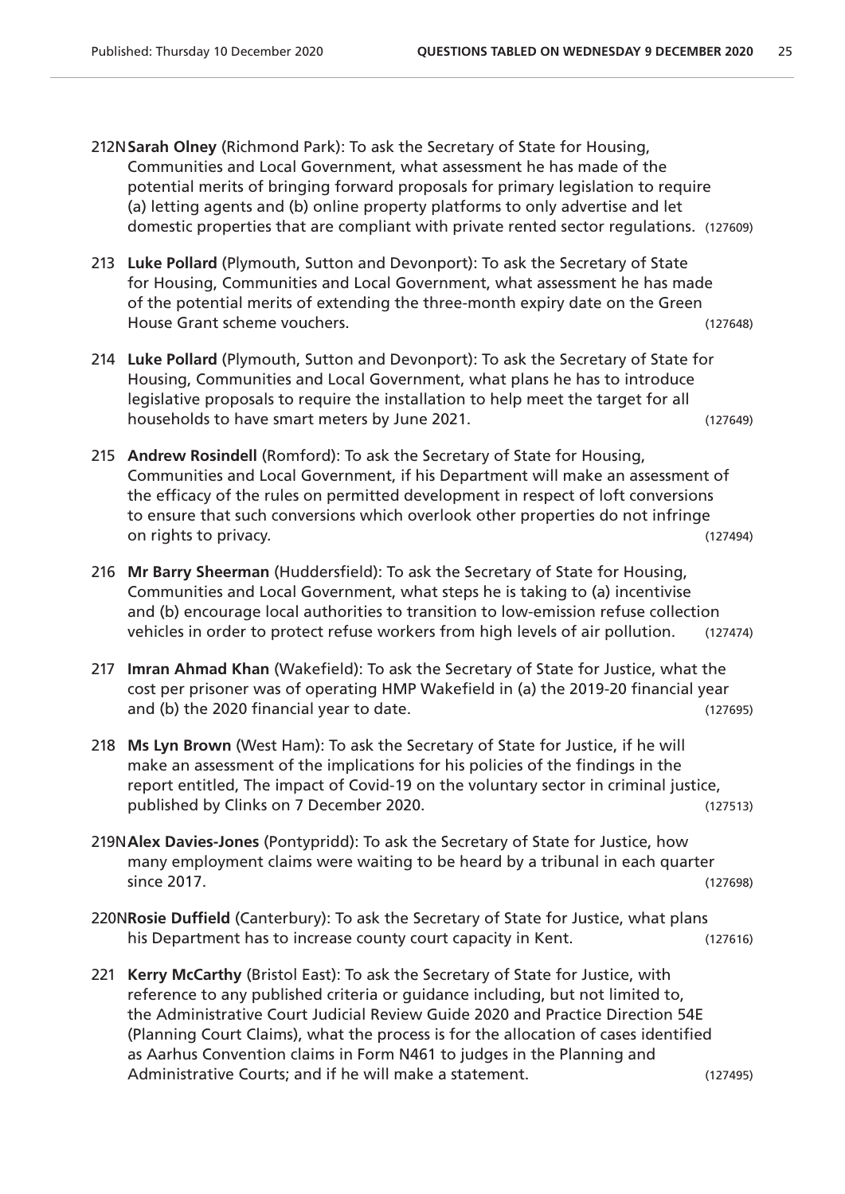212N **Sarah Olney** (Richmond Park): To ask the Secretary of State for Housing, Communities and Local Government, what assessment he has made of the potential merits of bringing forward proposals for primary legislation to require (a) letting agents and (b) online property platforms to only advertise and let domestic properties that are compliant with private rented sector regulations. (127609)

213 **Luke Pollard** (Plymouth, Sutton and Devonport): To ask the Secretary of State for Housing, Communities and Local Government, what assessment he has made of the potential merits of extending the three-month expiry date on the Green House Grant scheme vouchers. (127648)

214 **Luke Pollard** (Plymouth, Sutton and Devonport): To ask the Secretary of State for Housing, Communities and Local Government, what plans he has to introduce legislative proposals to require the installation to help meet the target for all households to have smart meters by June 2021. (127649)

215 **Andrew Rosindell** (Romford): To ask the Secretary of State for Housing, Communities and Local Government, if his Department will make an assessment of the efficacy of the rules on permitted development in respect of loft conversions to ensure that such conversions which overlook other properties do not infringe on rights to privacy. (127494)

216 **Mr Barry Sheerman** (Huddersfield): To ask the Secretary of State for Housing, Communities and Local Government, what steps he is taking to (a) incentivise and (b) encourage local authorities to transition to low-emission refuse collection vehicles in order to protect refuse workers from high levels of air pollution. (127474)

217 **Imran Ahmad Khan** (Wakefield): To ask the Secretary of State for Justice, what the cost per prisoner was of operating HMP Wakefield in (a) the 2019-20 financial year and (b) the 2020 financial year to date. (127695)

218 **Ms Lyn Brown** (West Ham): To ask the Secretary of State for Justice, if he will make an assessment of the implications for his policies of the findings in the report entitled, The impact of Covid-19 on the voluntary sector in criminal justice, published by Clinks on 7 December 2020. (127513)

219N **Alex Davies-Jones** (Pontypridd): To ask the Secretary of State for Justice, how many employment claims were waiting to be heard by a tribunal in each quarter since 2017. (127698)

220N **Rosie Duffield** (Canterbury): To ask the Secretary of State for Justice, what plans his Department has to increase county court capacity in Kent. (127616)

221 **Kerry McCarthy** (Bristol East): To ask the Secretary of State for Justice, with reference to any published criteria or guidance including, but not limited to, the Administrative Court Judicial Review Guide 2020 and Practice Direction 54E (Planning Court Claims), what the process is for the allocation of cases identified as Aarhus Convention claims in Form N461 to judges in the Planning and Administrative Courts; and if he will make a statement. (127495)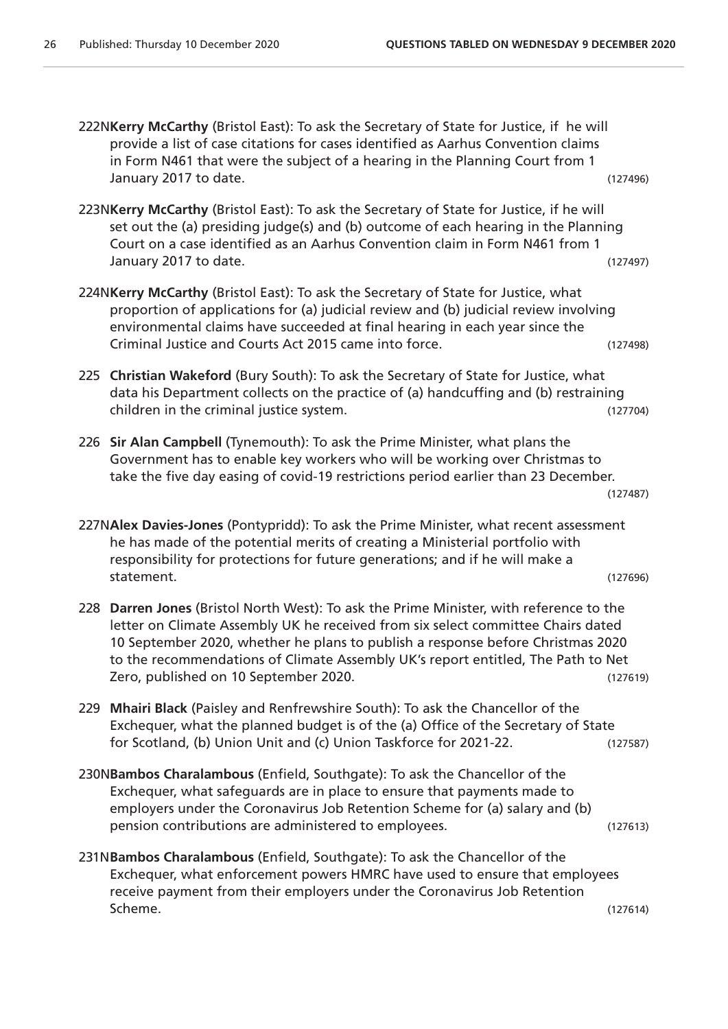222N**Kerry McCarthy** (Bristol East): To ask the Secretary of State for Justice, if he will provide a list of case citations for cases identified as Aarhus Convention claims in Form N461 that were the subject of a hearing in the Planning Court from 1 January 2017 to date. (127496)

223N**Kerry McCarthy** (Bristol East): To ask the Secretary of State for Justice, if he will set out the (a) presiding judge(s) and (b) outcome of each hearing in the Planning Court on a case identified as an Aarhus Convention claim in Form N461 from 1 January 2017 to date. (127497)

224N**Kerry McCarthy** (Bristol East): To ask the Secretary of State for Justice, what proportion of applications for (a) judicial review and (b) judicial review involving environmental claims have succeeded at final hearing in each year since the Criminal Justice and Courts Act 2015 came into force. (127498)

225 **Christian Wakeford** (Bury South): To ask the Secretary of State for Justice, what data his Department collects on the practice of (a) handcuffing and (b) restraining children in the criminal justice system. (127704)

226 **Sir Alan Campbell** (Tynemouth): To ask the Prime Minister, what plans the Government has to enable key workers who will be working over Christmas to take the five day easing of covid-19 restrictions period earlier than 23 December. (127487)

227N**Alex Davies-Jones** (Pontypridd): To ask the Prime Minister, what recent assessment he has made of the potential merits of creating a Ministerial portfolio with responsibility for protections for future generations; and if he will make a statement. (127696)

228 **Darren Jones** (Bristol North West): To ask the Prime Minister, with reference to the letter on Climate Assembly UK he received from six select committee Chairs dated 10 September 2020, whether he plans to publish a response before Christmas 2020 to the recommendations of Climate Assembly UK's report entitled, The Path to Net Zero, published on 10 September 2020. (127619)

229 **Mhairi Black** (Paisley and Renfrewshire South): To ask the Chancellor of the Exchequer, what the planned budget is of the (a) Office of the Secretary of State for Scotland, (b) Union Unit and (c) Union Taskforce for 2021-22. (127587)

230N**Bambos Charalambous** (Enfield, Southgate): To ask the Chancellor of the Exchequer, what safeguards are in place to ensure that payments made to employers under the Coronavirus Job Retention Scheme for (a) salary and (b) pension contributions are administered to employees. (127613)

231N**Bambos Charalambous** (Enfield, Southgate): To ask the Chancellor of the Exchequer, what enforcement powers HMRC have used to ensure that employees receive payment from their employers under the Coronavirus Job Retention Scheme. (127614)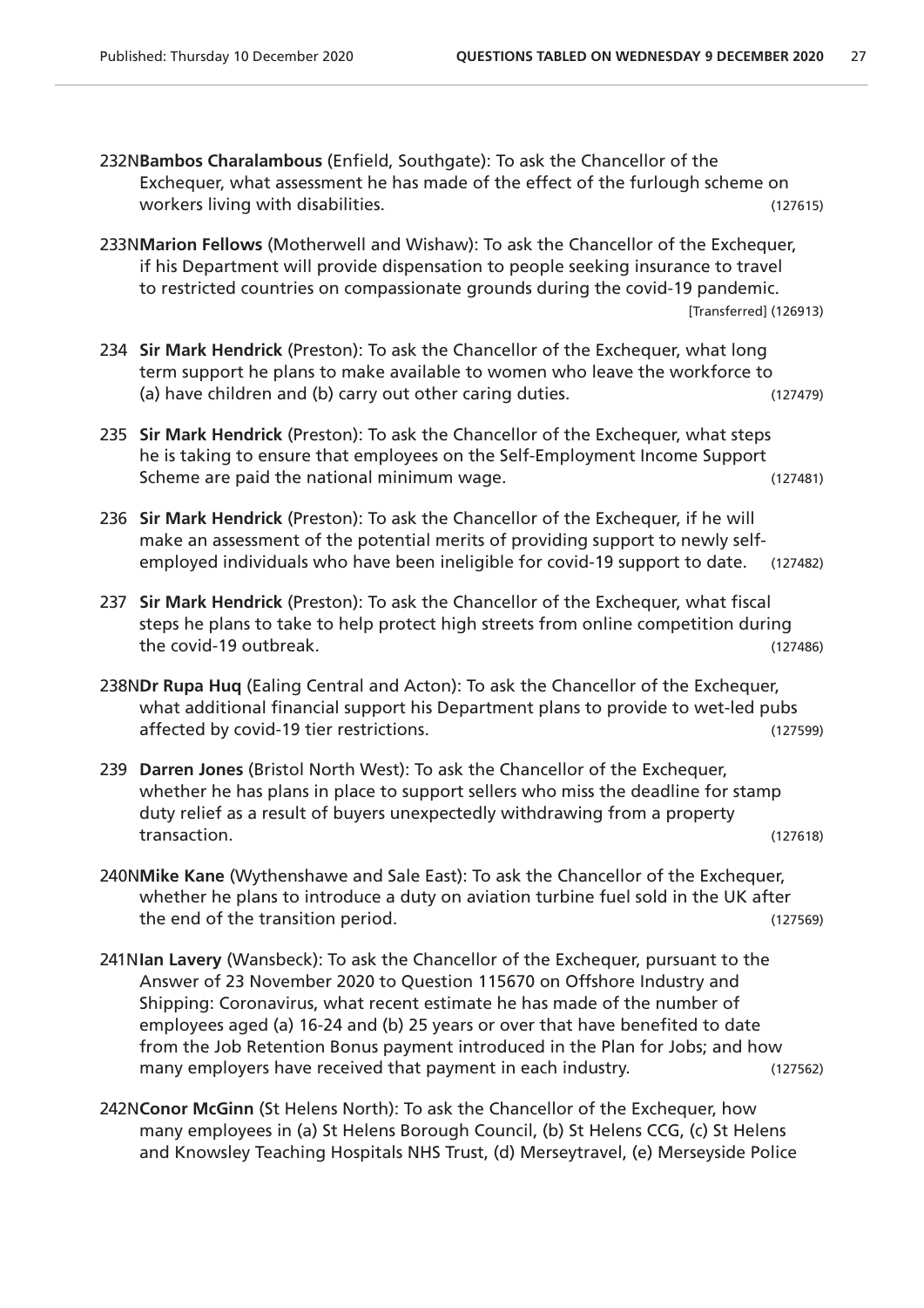232N**Bambos Charalambous** (Enfield, Southgate): To ask the Chancellor of the Exchequer, what assessment he has made of the effect of the furlough scheme on workers living with disabilities. (127615)

233N**Marion Fellows** (Motherwell and Wishaw): To ask the Chancellor of the Exchequer, if his Department will provide dispensation to people seeking insurance to travel to restricted countries on compassionate grounds during the covid-19 pandemic. [Transferred] (126913)

234 **Sir Mark Hendrick** (Preston): To ask the Chancellor of the Exchequer, what long term support he plans to make available to women who leave the workforce to (a) have children and (b) carry out other caring duties. (127479)

235 **Sir Mark Hendrick** (Preston): To ask the Chancellor of the Exchequer, what steps he is taking to ensure that employees on the Self-Employment Income Support Scheme are paid the national minimum wage. (127481)

236 **Sir Mark Hendrick** (Preston): To ask the Chancellor of the Exchequer, if he will make an assessment of the potential merits of providing support to newly self-employed individuals who have been ineligible for covid-19 support to date. (127482)

237 **Sir Mark Hendrick** (Preston): To ask the Chancellor of the Exchequer, what fiscal steps he plans to take to help protect high streets from online competition during the covid-19 outbreak. (127486)

238N**Dr Rupa Huq** (Ealing Central and Acton): To ask the Chancellor of the Exchequer, what additional financial support his Department plans to provide to wet-led pubs affected by covid-19 tier restrictions. (127599)

239 **Darren Jones** (Bristol North West): To ask the Chancellor of the Exchequer, whether he has plans in place to support sellers who miss the deadline for stamp duty relief as a result of buyers unexpectedly withdrawing from a property transaction. (127618)

240N**Mike Kane** (Wythenshawe and Sale East): To ask the Chancellor of the Exchequer, whether he plans to introduce a duty on aviation turbine fuel sold in the UK after the end of the transition period. (127569)

241N**Ian Lavery** (Wansbeck): To ask the Chancellor of the Exchequer, pursuant to the Answer of 23 November 2020 to Question 115670 on Offshore Industry and Shipping: Coronavirus, what recent estimate he has made of the number of employees aged (a) 16-24 and (b) 25 years or over that have benefited to date from the Job Retention Bonus payment introduced in the Plan for Jobs; and how many employers have received that payment in each industry. (127562)

242N**Conor McGinn** (St Helens North): To ask the Chancellor of the Exchequer, how many employees in (a) St Helens Borough Council, (b) St Helens CCG, (c) St Helens and Knowsley Teaching Hospitals NHS Trust, (d) Merseytravel, (e) Merseyside Police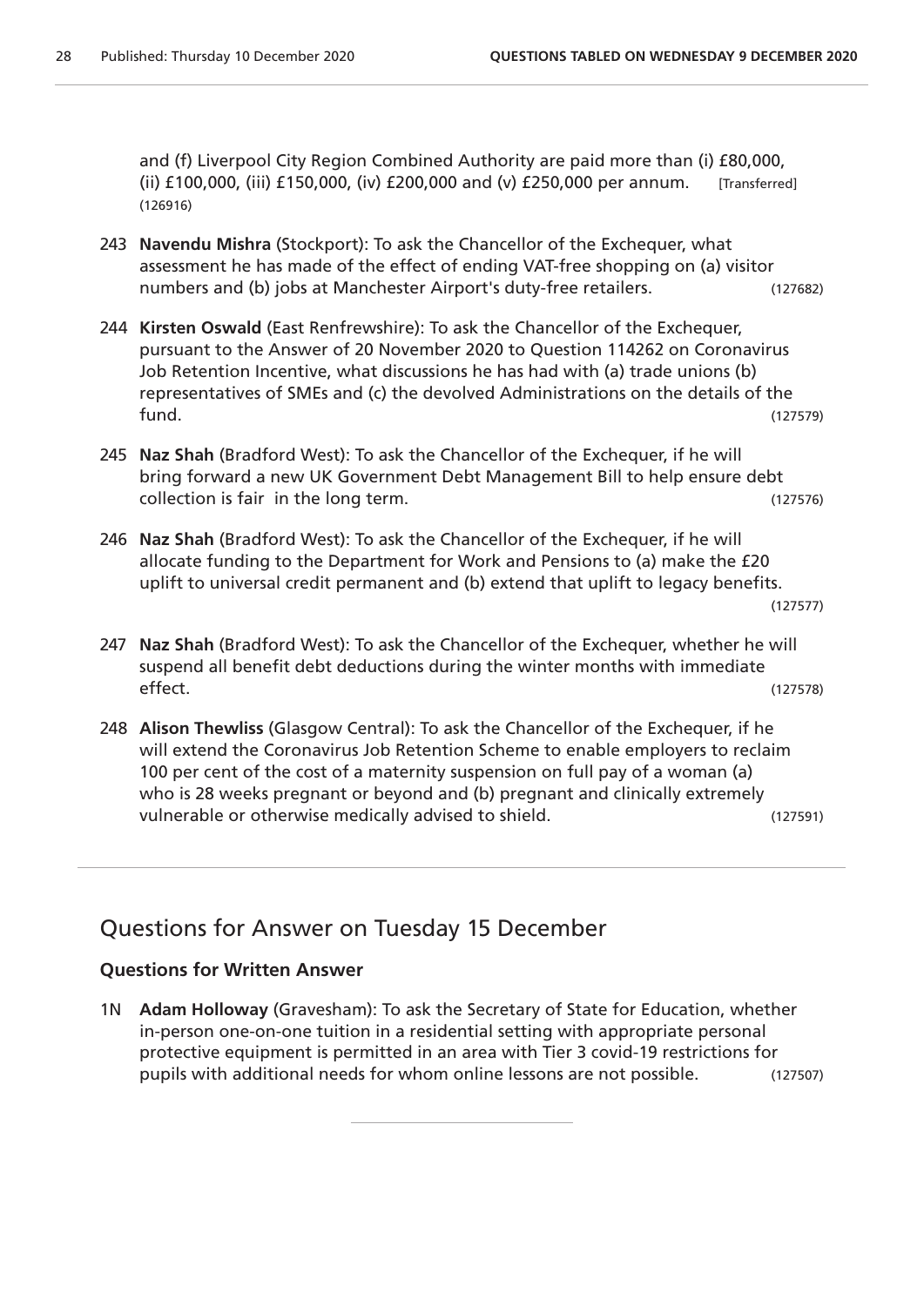and (f) Liverpool City Region Combined Authority are paid more than (i) £80,000, (ii) £100,000, (iii) £150,000, (iv) £200,000 and (v) £250,000 per annum. [Transferred] (126916)

243 **Navendu Mishra** (Stockport): To ask the Chancellor of the Exchequer, what assessment he has made of the effect of ending VAT-free shopping on (a) visitor numbers and (b) jobs at Manchester Airport's duty-free retailers. (127682)

244 **Kirsten Oswald** (East Renfrewshire): To ask the Chancellor of the Exchequer, pursuant to the Answer of 20 November 2020 to Question 114262 on Coronavirus Job Retention Incentive, what discussions he has had with (a) trade unions (b) representatives of SMEs and (c) the devolved Administrations on the details of the fund. (127579)

245 **Naz Shah** (Bradford West): To ask the Chancellor of the Exchequer, if he will bring forward a new UK Government Debt Management Bill to help ensure debt collection is fair in the long term. (127576)

246 **Naz Shah** (Bradford West): To ask the Chancellor of the Exchequer, if he will allocate funding to the Department for Work and Pensions to (a) make the £20 uplift to universal credit permanent and (b) extend that uplift to legacy benefits. (127577)

247 **Naz Shah** (Bradford West): To ask the Chancellor of the Exchequer, whether he will suspend all benefit debt deductions during the winter months with immediate effect. (127578)

248 **Alison Thewliss** (Glasgow Central): To ask the Chancellor of the Exchequer, if he will extend the Coronavirus Job Retention Scheme to enable employers to reclaim 100 per cent of the cost of a maternity suspension on full pay of a woman (a) who is 28 weeks pregnant or beyond and (b) pregnant and clinically extremely vulnerable or otherwise medically advised to shield. (127591)

---

## Questions for Answer on Tuesday 15 December

### Questions for Written Answer

1N **Adam Holloway** (Gravesham): To ask the Secretary of State for Education, whether in-person one-on-one tuition in a residential setting with appropriate personal protective equipment is permitted in an area with Tier 3 covid-19 restrictions for pupils with additional needs for whom online lessons are not possible. (127507)